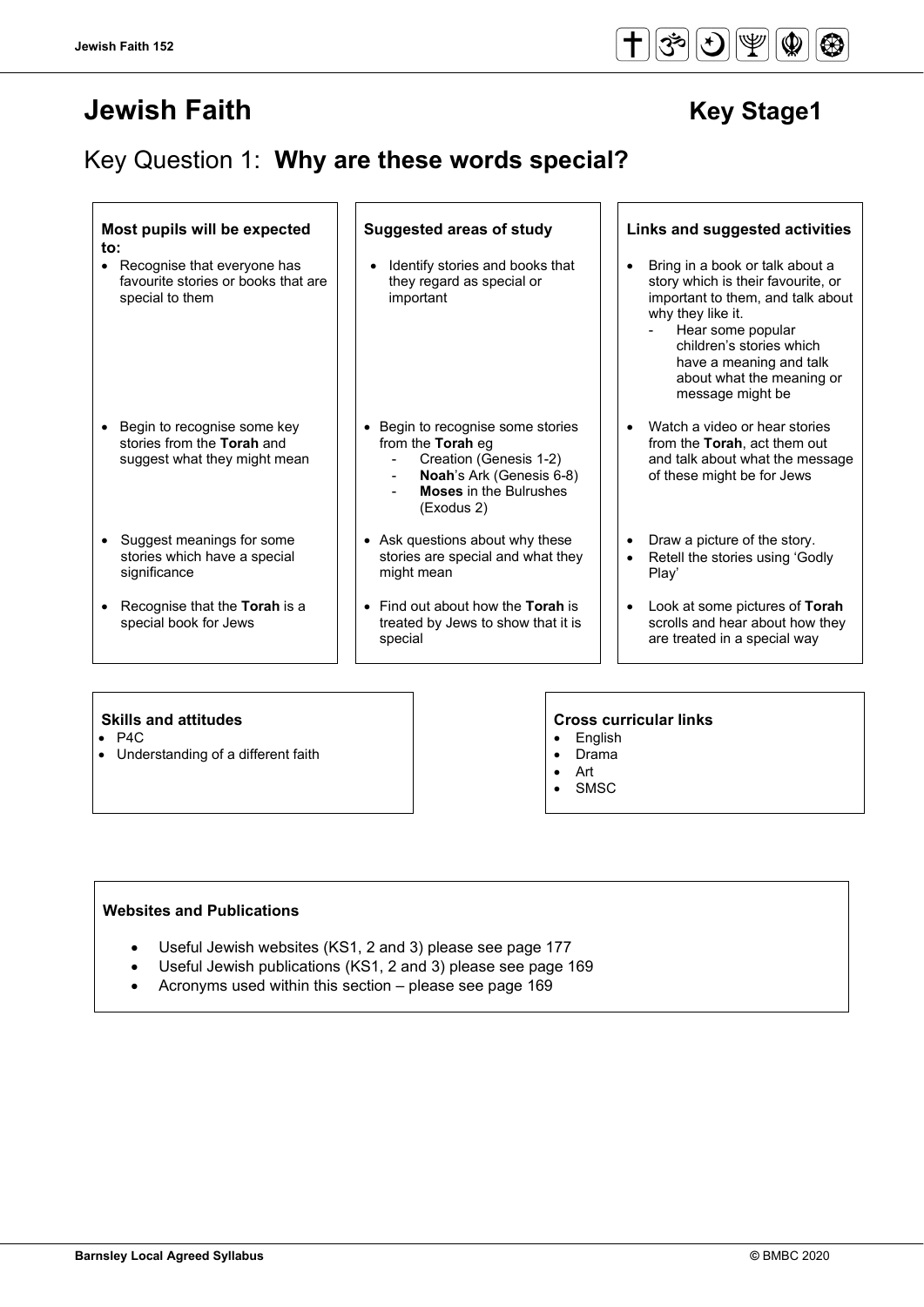# Jewish Faith

## Key Stage1

## Key Question 1: **Why are these words special?**

| Most pupils will be expected to: | Suggested areas of study | Links and suggested activities |
| --- | --- | --- |
| • Recognise that everyone has favourite stories or books that are special to them | • Identify stories and books that they regard as special or important | • Bring in a book or talk about a story which is their favourite, or important to them, and talk about why they like it.<br>- Hear some popular children's stories which have a meaning and talk about what the meaning or message might be |
| • Begin to recognise some key stories from the **Torah** and suggest what they might mean | • Begin to recognise some stories from the **Torah** eg<br>- Creation (Genesis 1-2)<br>- **Noah**'s Ark (Genesis 6-8)<br>- **Moses** in the Bulrushes (Exodus 2) | • Watch a video or hear stories from the **Torah**, act them out and talk about what the message of these might be for Jews |
| • Suggest meanings for some stories which have a special significance | • Ask questions about why these stories are special and what they might mean | • Draw a picture of the story.<br>• Retell the stories using 'Godly Play' |
| • Recognise that the **Torah** is a special book for Jews | • Find out about how the **Torah** is treated by Jews to show that it is special | • Look at some pictures of **Torah** scrolls and hear about how they are treated in a special way |

**Skills and attitudes**

- P4C
- Understanding of a different faith

**Cross curricular links**

- English
- Drama
- Art
- SMSC

**Websites and Publications**

- Useful Jewish websites (KS1, 2 and 3) please see page 177
- Useful Jewish publications (KS1, 2 and 3) please see page 169
- Acronyms used within this section – please see page 169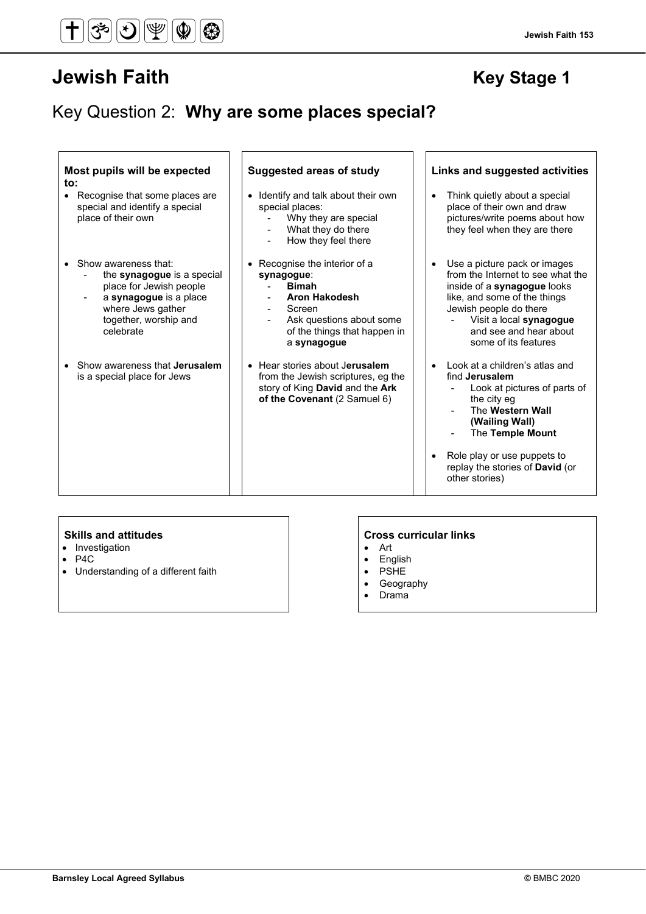# Jewish Faith

**Key Stage 1**

## Key Question 2: **Why are some places special?**

| Most pupils will be expected to: | Suggested areas of study | Links and suggested activities |
|---|---|---|
| • Recognise that some places are special and identify a special place of their own | • Identify and talk about their own special places:<br>- Why they are special<br>- What they do there<br>- How they feel there | • Think quietly about a special place of their own and draw pictures/write poems about how they feel when they are there |
| • Show awareness that:<br>- the **synagogue** is a special place for Jewish people<br>- a **synagogue** is a place where Jews gather together, worship and celebrate | • Recognise the interior of a **synagogue**:<br>- **Bimah**<br>- **Aron Hakodesh**<br>- Screen<br>- Ask questions about some of the things that happen in a **synagogue** | • Use a picture pack or images from the Internet to see what the inside of a **synagogue** looks like, and some of the things Jewish people do there<br>- Visit a local **synagogue** and see and hear about some of its features |
| • Show awareness that **Jerusalem** is a special place for Jews | • Hear stories about J**erusalem** from the Jewish scriptures, eg the story of King **David** and the **Ark of the Covenant** (2 Samuel 6) | • Look at a children's atlas and find **Jerusalem**<br>- Look at pictures of parts of the city eg<br>- The **Western Wall (Wailing Wall)**<br>- The **Temple Mount**<br><br>• Role play or use puppets to replay the stories of **David** (or other stories) |

**Skills and attitudes**

- Investigation
- P4C
- Understanding of a different faith

**Cross curricular links**

- Art
- English
- PSHE
- Geography
- Drama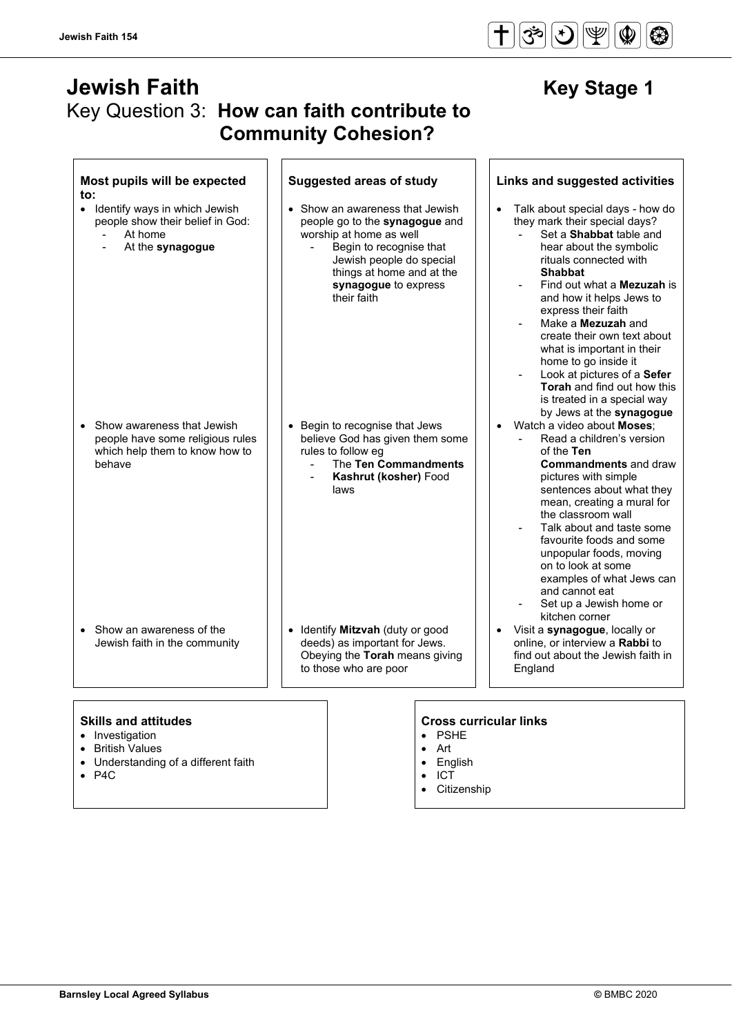# Jewish Faith

## Key Stage 1

## Key Question 3: **How can faith contribute to Community Cohesion?**

| **Most pupils will be expected to:** | **Suggested areas of study** | **Links and suggested activities** |
|---|---|---|
| • Identify ways in which Jewish people show their belief in God:<br>- At home<br>- At the **synagogue** | • Show an awareness that Jewish people go to the **synagogue** and worship at home as well<br>- Begin to recognise that Jewish people do special things at home and at the **synagogue** to express their faith | • Talk about special days - how do they mark their special days?<br>- Set a **Shabbat** table and hear about the symbolic rituals connected with **Shabbat**<br>- Find out what a **Mezuzah** is and how it helps Jews to express their faith<br>- Make a **Mezuzah** and create their own text about what is important in their home to go inside it<br>- Look at pictures of a **Sefer Torah** and find out how this is treated in a special way by Jews at the **synagogue** |
| • Show awareness that Jewish people have some religious rules which help them to know how to behave | • Begin to recognise that Jews believe God has given them some rules to follow eg<br>- The **Ten Commandments**<br>- **Kashrut (kosher)** Food laws | • Watch a video about **Moses**;<br>- Read a children's version of the **Ten Commandments** and draw pictures with simple sentences about what they mean, creating a mural for the classroom wall<br>- Talk about and taste some favourite foods and some unpopular foods, moving on to look at some examples of what Jews can and cannot eat<br>- Set up a Jewish home or kitchen corner |
| • Show an awareness of the Jewish faith in the community | • Identify **Mitzvah** (duty or good deeds) as important for Jews. Obeying the **Torah** means giving to those who are poor | • Visit a **synagogue**, locally or online, or interview a **Rabbi** to find out about the Jewish faith in England |

**Skills and attitudes**
- Investigation
- British Values
- Understanding of a different faith
- P4C

**Cross curricular links**
- PSHE
- Art
- English
- ICT
- Citizenship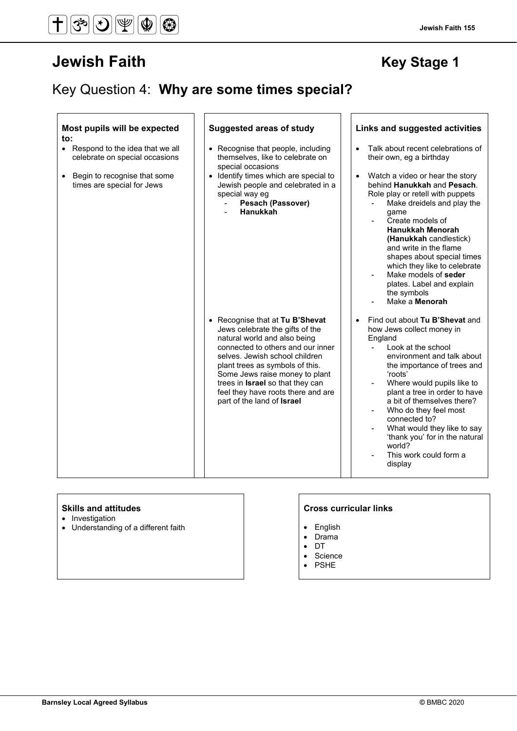# Jewish Faith

## Key Stage 1

## Key Question 4: **Why are some times special?**

| Most pupils will be expected to: | Suggested areas of study | Links and suggested activities |
| --- | --- | --- |
| • Respond to the idea that we all celebrate on special occasions<br><br>• Begin to recognise that some times are special for Jews | • Recognise that people, including themselves, like to celebrate on special occasions<br>• Identify times which are special to Jewish people and celebrated in a special way eg<br>- **Pesach (Passover)**<br>- **Hanukkah** | • Talk about recent celebrations of their own, eg a birthday<br><br>• Watch a video or hear the story behind **Hanukkah** and **Pesach**. Role play or retell with puppets<br>- Make dreidels and play the game<br>- Create models of **Hanukkah Menorah (Hanukkah** candlestick) and write in the flame shapes about special times which they like to celebrate<br>- Make models of **seder** plates. Label and explain the symbols<br>- Make a **Menorah** |
| | • Recognise that at **Tu B'Shevat** Jews celebrate the gifts of the natural world and also being connected to others and our inner selves. Jewish school children plant trees as symbols of this. Some Jews raise money to plant trees in **Israel** so that they can feel they have roots there and are part of the land of **Israel** | • Find out about **Tu B'Shevat** and how Jews collect money in England<br>- Look at the school environment and talk about the importance of trees and 'roots'<br>- Where would pupils like to plant a tree in order to have a bit of themselves there?<br>- Who do they feel most connected to?<br>- What would they like to say 'thank you' for in the natural world?<br>- This work could form a display |

**Skills and attitudes**

- Investigation
- Understanding of a different faith

**Cross curricular links**

- English
- Drama
- DT
- Science
- PSHE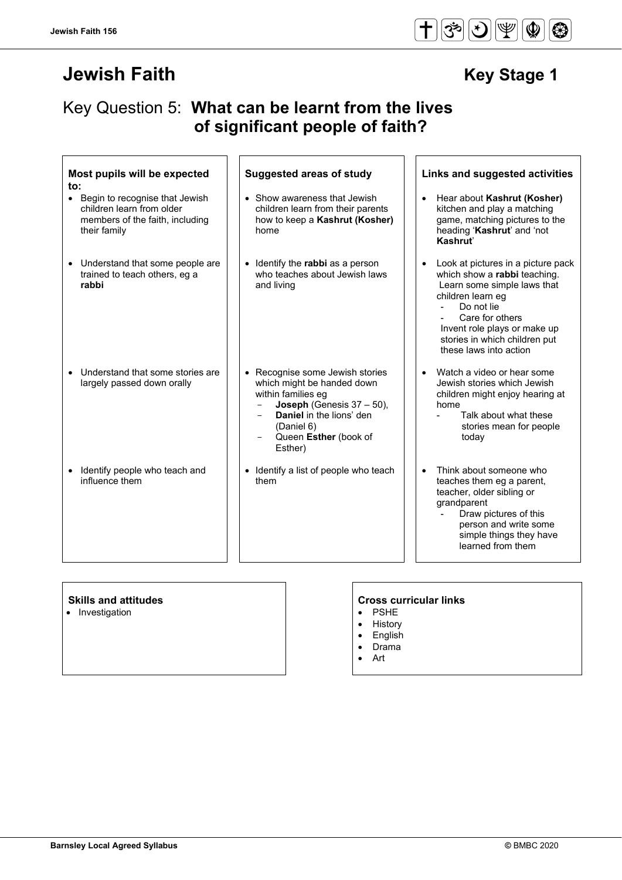# Jewish Faith

## Key Stage 1

## Key Question 5: **What can be learnt from the lives of significant people of faith?**

| Most pupils will be expected to: | Suggested areas of study | Links and suggested activities |
| --- | --- | --- |
| Begin to recognise that Jewish children learn from older members of the faith, including their family | Show awareness that Jewish children learn from their parents how to keep a **Kashrut (Kosher)** home | Hear about **Kashrut (Kosher)** kitchen and play a matching game, matching pictures to the heading '**Kashrut**' and 'not **Kashrut**' |
| Understand that some people are trained to teach others, eg a **rabbi** | Identify the **rabbi** as a person who teaches about Jewish laws and living | Look at pictures in a picture pack which show a **rabbi** teaching. Learn some simple laws that children learn eg<br>- Do not lie<br>- Care for others<br>Invent role plays or make up stories in which children put these laws into action |
| Understand that some stories are largely passed down orally | Recognise some Jewish stories which might be handed down within families eg<br>- **Joseph** (Genesis 37 – 50),<br>- **Daniel** in the lions' den (Daniel 6)<br>- Queen **Esther** (book of Esther) | Watch a video or hear some Jewish stories which Jewish children might enjoy hearing at home<br>- Talk about what these stories mean for people today |
| Identify people who teach and influence them | Identify a list of people who teach them | Think about someone who teaches them eg a parent, teacher, older sibling or grandparent<br>- Draw pictures of this person and write some simple things they have learned from them |

**Skills and attitudes**

- Investigation

**Cross curricular links**

- PSHE
- History
- English
- Drama
- Art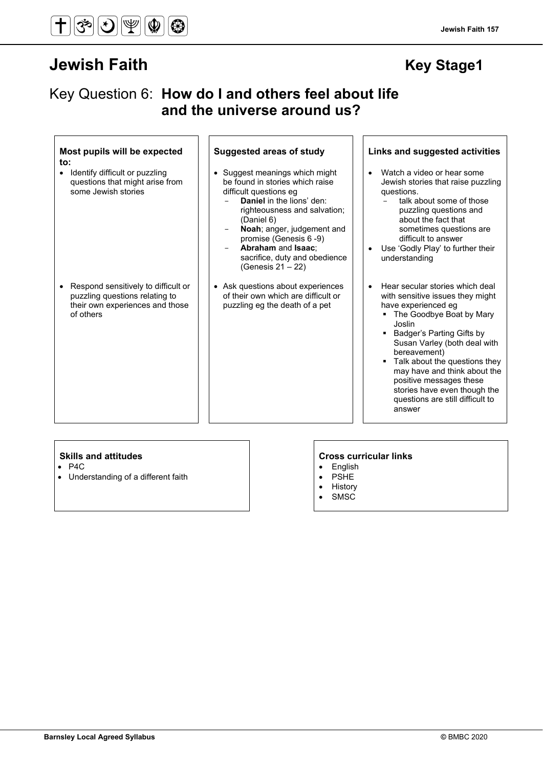# Jewish Faith

**Key Stage1**

## Key Question 6: **How do I and others feel about life and the universe around us?**

| Most pupils will be expected to: | Suggested areas of study | Links and suggested activities |
|---|---|---|
| • Identify difficult or puzzling questions that might arise from some Jewish stories | • Suggest meanings which might be found in stories which raise difficult questions eg<br>- **Daniel** in the lions' den: righteousness and salvation; (Daniel 6)<br>- **Noah**; anger, judgement and promise (Genesis 6 -9)<br>- **Abraham** and **Isaac**; sacrifice, duty and obedience (Genesis 21 – 22) | • Watch a video or hear some Jewish stories that raise puzzling questions.<br>- talk about some of those puzzling questions and about the fact that sometimes questions are difficult to answer<br>• Use 'Godly Play' to further their understanding |
| • Respond sensitively to difficult or puzzling questions relating to their own experiences and those of others | • Ask questions about experiences of their own which are difficult or puzzling eg the death of a pet | • Hear secular stories which deal with sensitive issues they might have experienced eg<br>▪ The Goodbye Boat by Mary Joslin<br>▪ Badger's Parting Gifts by Susan Varley (both deal with bereavement)<br>▪ Talk about the questions they may have and think about the positive messages these stories have even though the questions are still difficult to answer |

**Skills and attitudes**
- P4C
- Understanding of a different faith

**Cross curricular links**
- English
- PSHE
- History
- SMSC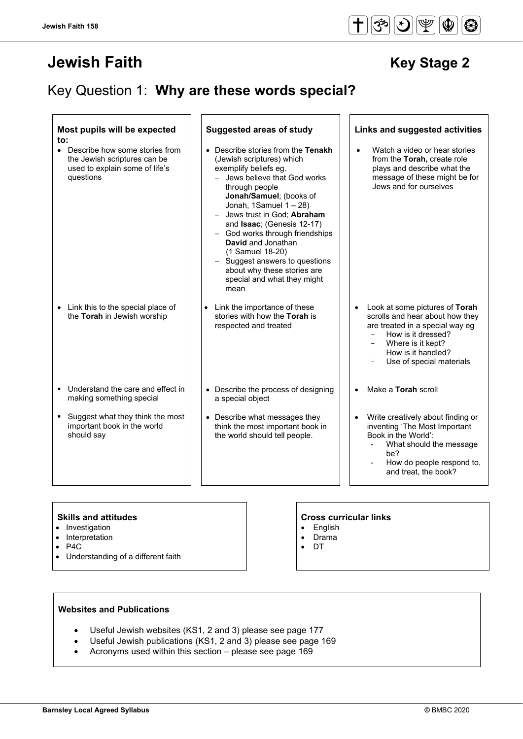# Jewish Faith

## Key Stage 2

## Key Question 1: **Why are these words special?**

| Most pupils will be expected to: | Suggested areas of study | Links and suggested activities |
|---|---|---|
| • Describe how some stories from the Jewish scriptures can be used to explain some of life's questions | • Describe stories from the **Tenakh** (Jewish scriptures) which exemplify beliefs eg.<br>– Jews believe that God works through people **Jonah/Samuel**; (books of Jonah, 1Samuel 1 – 28)<br>– Jews trust in God; **Abraham** and **Isaac**; (Genesis 12-17)<br>– God works through friendships **David** and Jonathan (1 Samuel 18-20)<br>– Suggest answers to questions about why these stories are special and what they might mean | • Watch a video or hear stories from the **Torah,** create role plays and describe what the message of these might be for Jews and for ourselves |
| • Link this to the special place of the **Torah** in Jewish worship | • Link the importance of these stories with how the **Torah** is respected and treated | • Look at some pictures of **Torah** scrolls and hear about how they are treated in a special way eg<br>- How is it dressed?<br>- Where is it kept?<br>- How is it handled?<br>- Use of special materials |
| ▪ Understand the care and effect in making something special | • Describe the process of designing a special object | • Make a **Torah** scroll |
| ▪ Suggest what they think the most important book in the world should say | • Describe what messages they think the most important book in the world should tell people. | • Write creatively about finding or inventing 'The Most Important Book in the World':<br>- What should the message be?<br>- How do people respond to, and treat, the book? |

**Skills and attitudes**
- Investigation
- Interpretation
- P4C
- Understanding of a different faith

**Cross curricular links**
- English
- Drama
- DT

**Websites and Publications**
- Useful Jewish websites (KS1, 2 and 3) please see page 177
- Useful Jewish publications (KS1, 2 and 3) please see page 169
- Acronyms used within this section – please see page 169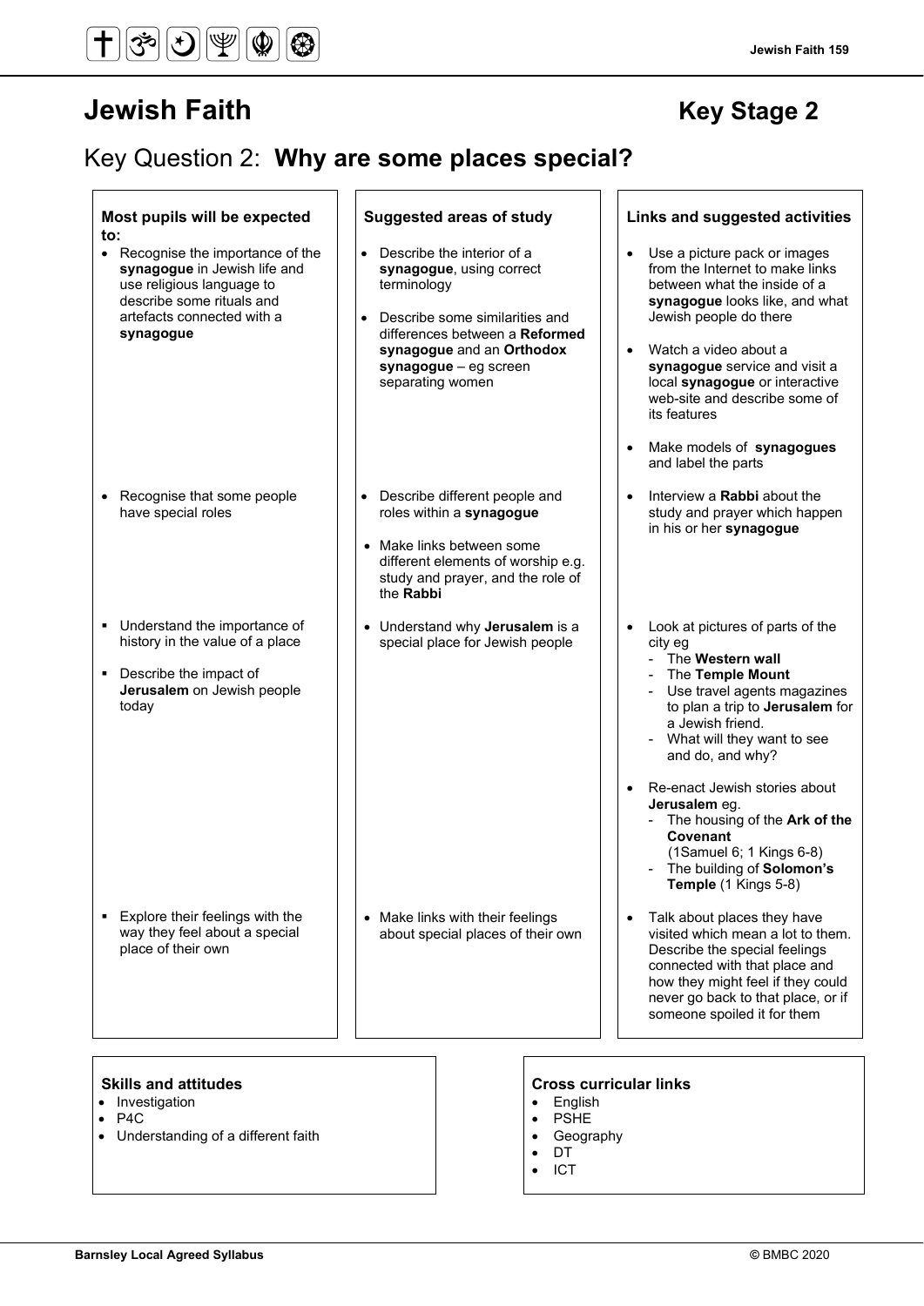# Jewish Faith

## Key Stage 2

## Key Question 2: **Why are some places special?**

| Most pupils will be expected to: | Suggested areas of study | Links and suggested activities |
|---|---|---|
| • Recognise the importance of the **synagogue** in Jewish life and use religious language to describe some rituals and artefacts connected with a **synagogue** | • Describe the interior of a **synagogue**, using correct terminology<br><br>• Describe some similarities and differences between a **Reformed synagogue** and an **Orthodox synagogue** – eg screen separating women | • Use a picture pack or images from the Internet to make links between what the inside of a **synagogue** looks like, and what Jewish people do there<br><br>• Watch a video about a **synagogue** service and visit a local **synagogue** or interactive web-site and describe some of its features<br><br>• Make models of **synagogues** and label the parts |
| • Recognise that some people have special roles | • Describe different people and roles within a **synagogue**<br><br>• Make links between some different elements of worship e.g. study and prayer, and the role of the **Rabbi** | • Interview a **Rabbi** about the study and prayer which happen in his or her **synagogue** |
| ▪ Understand the importance of history in the value of a place<br><br>▪ Describe the impact of **Jerusalem** on Jewish people today | • Understand why **Jerusalem** is a special place for Jewish people | • Look at pictures of parts of the city eg<br>- The **Western wall**<br>- The **Temple Mount**<br>- Use travel agents magazines to plan a trip to **Jerusalem** for a Jewish friend.<br>- What will they want to see and do, and why?<br><br>• Re-enact Jewish stories about **Jerusalem** eg.<br>- The housing of the **Ark of the Covenant** (1Samuel 6; 1 Kings 6-8)<br>- The building of **Solomon's Temple** (1 Kings 5-8) |
| ▪ Explore their feelings with the way they feel about a special place of their own | • Make links with their feelings about special places of their own | • Talk about places they have visited which mean a lot to them. Describe the special feelings connected with that place and how they might feel if they could never go back to that place, or if someone spoiled it for them |

**Skills and attitudes**

- Investigation
- P4C
- Understanding of a different faith

**Cross curricular links**

- English
- PSHE
- Geography
- DT
- ICT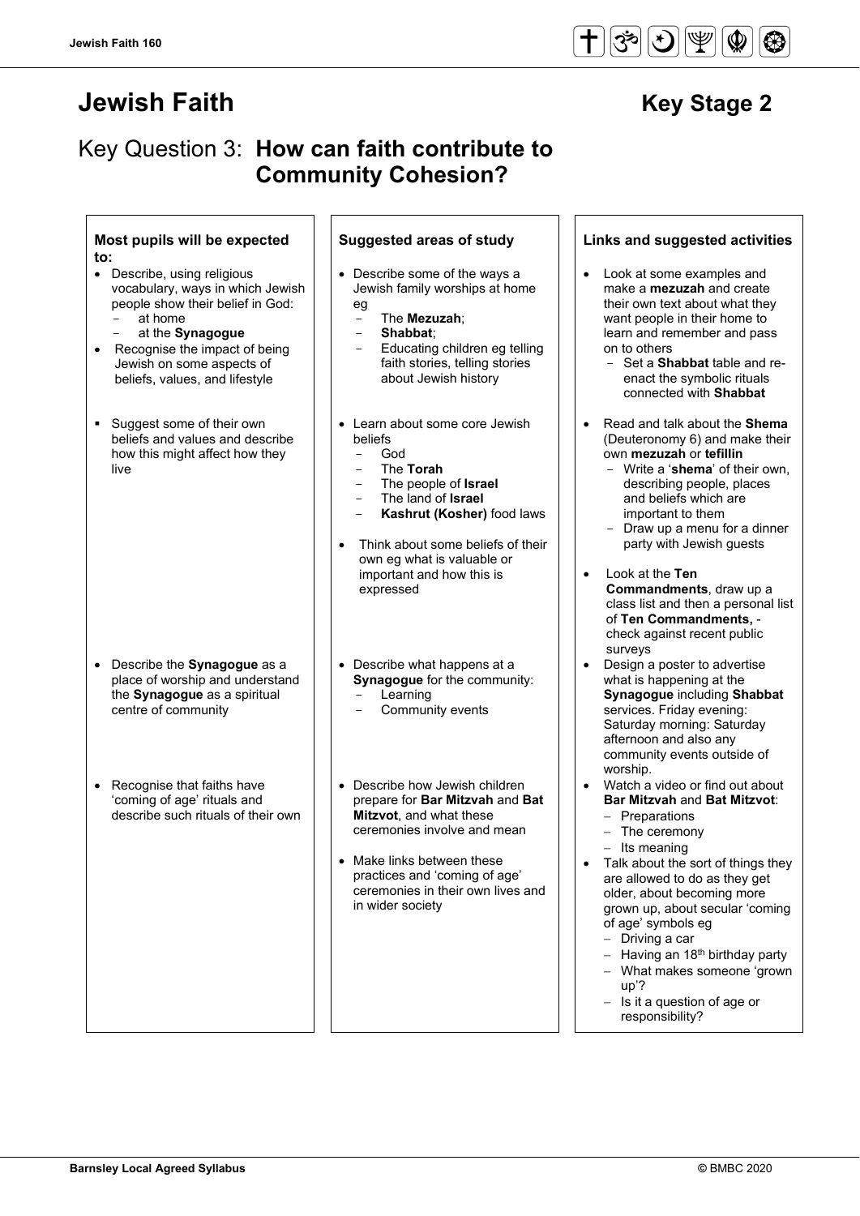# Jewish Faith

## Key Stage 2

## Key Question 3: **How can faith contribute to Community Cohesion?**

| Most pupils will be expected to: | Suggested areas of study | Links and suggested activities |
|---|---|---|
| • Describe, using religious vocabulary, ways in which Jewish people show their belief in God:<br>- at home<br>- at the **Synagogue**<br>• Recognise the impact of being Jewish on some aspects of beliefs, values, and lifestyle | • Describe some of the ways a Jewish family worships at home eg<br>- The **Mezuzah**;<br>- **Shabbat**;<br>- Educating children eg telling faith stories, telling stories about Jewish history | • Look at some examples and make a **mezuzah** and create their own text about what they want people in their home to learn and remember and pass on to others<br>- Set a **Shabbat** table and re-enact the symbolic rituals connected with **Shabbat** |
| ▪ Suggest some of their own beliefs and values and describe how this might affect how they live | • Learn about some core Jewish beliefs<br>- God<br>- The **Torah**<br>- The people of **Israel**<br>- The land of **Israel**<br>- **Kashrut (Kosher)** food laws<br>• Think about some beliefs of their own eg what is valuable or important and how this is expressed | • Read and talk about the **Shema** (Deuteronomy 6) and make their own **mezuzah** or **tefillin**<br>- Write a '**shema**' of their own, describing people, places and beliefs which are important to them<br>- Draw up a menu for a dinner party with Jewish guests<br>• Look at the **Ten Commandments**, draw up a class list and then a personal list of **Ten Commandments,** - check against recent public surveys |
| • Describe the **Synagogue** as a place of worship and understand the **Synagogue** as a spiritual centre of community | • Describe what happens at a **Synagogue** for the community:<br>- Learning<br>- Community events | • Design a poster to advertise what is happening at the **Synagogue** including **Shabbat** services. Friday evening: Saturday morning: Saturday afternoon and also any community events outside of worship. |
| • Recognise that faiths have 'coming of age' rituals and describe such rituals of their own | • Describe how Jewish children prepare for **Bar Mitzvah** and **Bat Mitzvot**, and what these ceremonies involve and mean<br>• Make links between these practices and 'coming of age' ceremonies in their own lives and in wider society | • Watch a video or find out about **Bar Mitzvah** and **Bat Mitzvot**:<br>- Preparations<br>- The ceremony<br>- Its meaning<br>• Talk about the sort of things they are allowed to do as they get older, about becoming more grown up, about secular 'coming of age' symbols eg<br>- Driving a car<br>- Having an 18th birthday party<br>- What makes someone 'grown up'?<br>- Is it a question of age or responsibility? |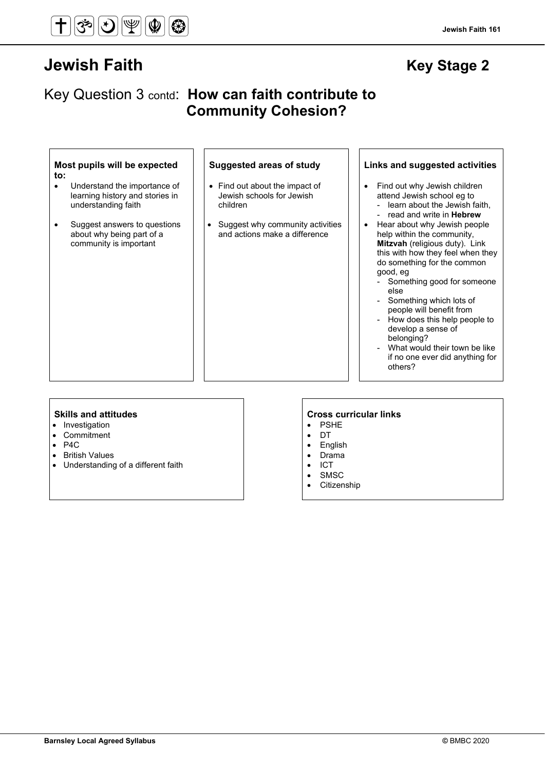# Jewish Faith

## Key Stage 2

## Key Question 3 contd: **How can faith contribute to Community Cohesion?**

### Most pupils will be expected to:

- Understand the importance of learning history and stories in understanding faith
- Suggest answers to questions about why being part of a community is important

### Suggested areas of study

- Find out about the impact of Jewish schools for Jewish children
- Suggest why community activities and actions make a difference

### Links and suggested activities

- Find out why Jewish children attend Jewish school eg to
  - learn about the Jewish faith,
  - read and write in **Hebrew**
- Hear about why Jewish people help within the community, **Mitzvah** (religious duty). Link this with how they feel when they do something for the common good, eg
  - Something good for someone else
  - Something which lots of people will benefit from
  - How does this help people to develop a sense of belonging?
  - What would their town be like if no one ever did anything for others?

### Skills and attitudes

- Investigation
- Commitment
- P4C
- British Values
- Understanding of a different faith

### Cross curricular links

- PSHE
- DT
- English
- Drama
- ICT
- SMSC
- Citizenship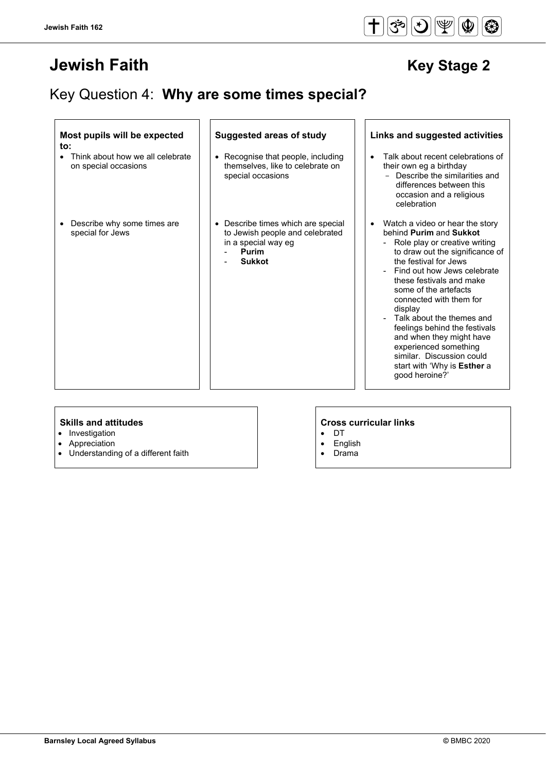# Jewish Faith

## Key Stage 2

## Key Question 4: **Why are some times special?**

| Most pupils will be expected to: | Suggested areas of study | Links and suggested activities |
|---|---|---|
| • Think about how we all celebrate on special occasions | • Recognise that people, including themselves, like to celebrate on special occasions | • Talk about recent celebrations of their own eg a birthday<br>- Describe the similarities and differences between this occasion and a religious celebration |
| • Describe why some times are special for Jews | • Describe times which are special to Jewish people and celebrated in a special way eg<br>- **Purim**<br>- **Sukkot** | • Watch a video or hear the story behind **Purim** and **Sukkot**<br>- Role play or creative writing to draw out the significance of the festival for Jews<br>- Find out how Jews celebrate these festivals and make some of the artefacts connected with them for display<br>- Talk about the themes and feelings behind the festivals and when they might have experienced something similar. Discussion could start with 'Why is **Esther** a good heroine?' |

**Skills and attitudes**

- Investigation
- Appreciation
- Understanding of a different faith

**Cross curricular links**

- DT
- English
- Drama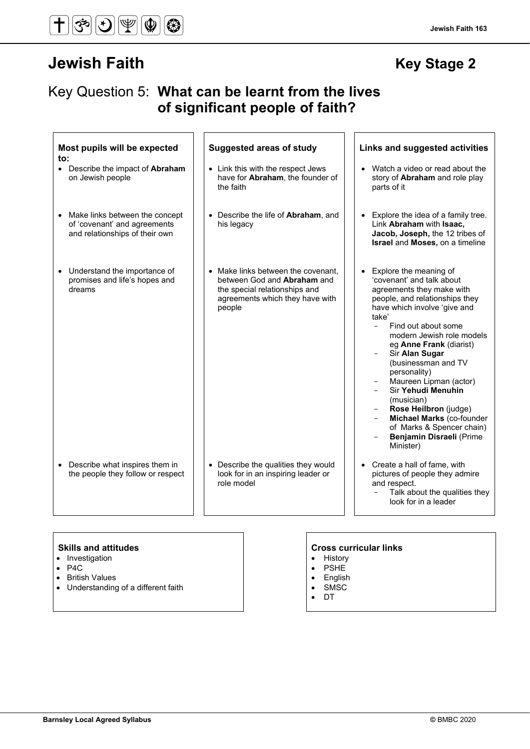# Jewish Faith

## Key Stage 2

## Key Question 5: **What can be learnt from the lives of significant people of faith?**

| Most pupils will be expected to: | Suggested areas of study | Links and suggested activities |
|---|---|---|
| • Describe the impact of **Abraham** on Jewish people | • Link this with the respect Jews have for **Abraham**, the founder of the faith | • Watch a video or read about the story of **Abraham** and role play parts of it |
| • Make links between the concept of 'covenant' and agreements and relationships of their own | • Describe the life of **Abraham**, and his legacy | • Explore the idea of a family tree. Link **Abraham** with **Isaac, Jacob, Joseph,** the 12 tribes of **Israel** and **Moses,** on a timeline |
| • Understand the importance of promises and life's hopes and dreams | • Make links between the covenant, between God and **Abraham** and the special relationships and agreements which they have with people | • Explore the meaning of 'covenant' and talk about agreements they make with people, and relationships they have which involve 'give and take'<br>- Find out about some modern Jewish role models eg **Anne Frank** (diarist)<br>- Sir **Alan Sugar** (businessman and TV personality)<br>- Maureen Lipman (actor)<br>- Sir **Yehudi Menuhin** (musician)<br>- **Rose Heilbron** (judge)<br>- **Michael Marks** (co-founder of Marks & Spencer chain)<br>- **Benjamin Disraeli** (Prime Minister) |
| • Describe what inspires them in the people they follow or respect | • Describe the qualities they would look for in an inspiring leader or role model | • Create a hall of fame, with pictures of people they admire and respect.<br>- Talk about the qualities they look for in a leader |

**Skills and attitudes**
- Investigation
- P4C
- British Values
- Understanding of a different faith

**Cross curricular links**
- History
- PSHE
- English
- SMSC
- DT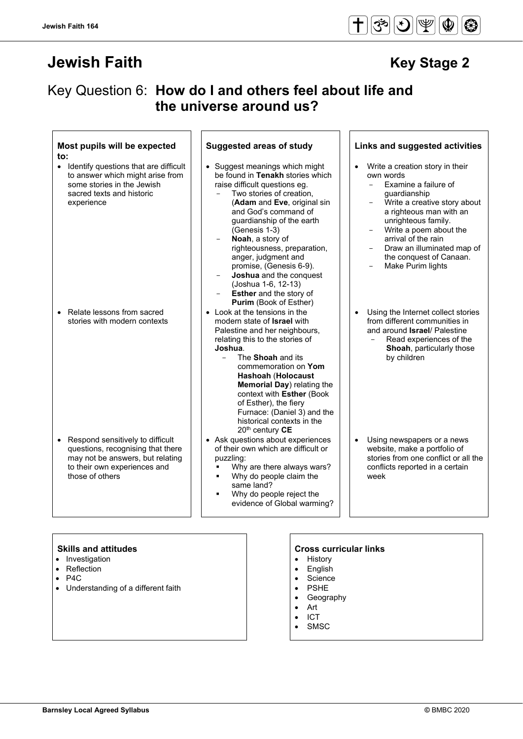# Jewish Faith

## Key Stage 2

## Key Question 6: **How do I and others feel about life and the universe around us?**

| Most pupils will be expected to: | Suggested areas of study | Links and suggested activities |
|---|---|---|
| • Identify questions that are difficult to answer which might arise from some stories in the Jewish sacred texts and historic experience | • Suggest meanings which might be found in **Tenakh** stories which raise difficult questions eg.<br>- Two stories of creation, (**Adam** and **Eve**, original sin and God's command of guardianship of the earth (Genesis 1-3)<br>- **Noah**, a story of righteousness, preparation, anger, judgment and promise, (Genesis 6-9).<br>- **Joshua** and the conquest (Joshua 1-6, 12-13)<br>- **Esther** and the story of **Purim** (Book of Esther) | • Write a creation story in their own words<br>- Examine a failure of guardianship<br>- Write a creative story about a righteous man with an unrighteous family.<br>- Write a poem about the arrival of the rain<br>- Draw an illuminated map of the conquest of Canaan.<br>- Make Purim lights |
| • Relate lessons from sacred stories with modern contexts | • Look at the tensions in the modern state of **Israel** with Palestine and her neighbours, relating this to the stories of **Joshua**.<br>- The **Shoah** and its commemoration on **Yom Hashoah** (**Holocaust Memorial Day**) relating the context with **Esther** (Book of Esther), the fiery Furnace: (Daniel 3) and the historical contexts in the 20th century **CE** | • Using the Internet collect stories from different communities in and around **Israel**/ Palestine<br>- Read experiences of the **Shoah**, particularly those by children |
| • Respond sensitively to difficult questions, recognising that there may not be answers, but relating to their own experiences and those of others | • Ask questions about experiences of their own which are difficult or puzzling:<br>▪ Why are there always wars?<br>▪ Why do people claim the same land?<br>▪ Why do people reject the evidence of Global warming? | • Using newspapers or a news website, make a portfolio of stories from one conflict or all the conflicts reported in a certain week |

**Skills and attitudes**
- Investigation
- Reflection
- P4C
- Understanding of a different faith

**Cross curricular links**
- History
- English
- Science
- PSHE
- Geography
- Art
- ICT
- SMSC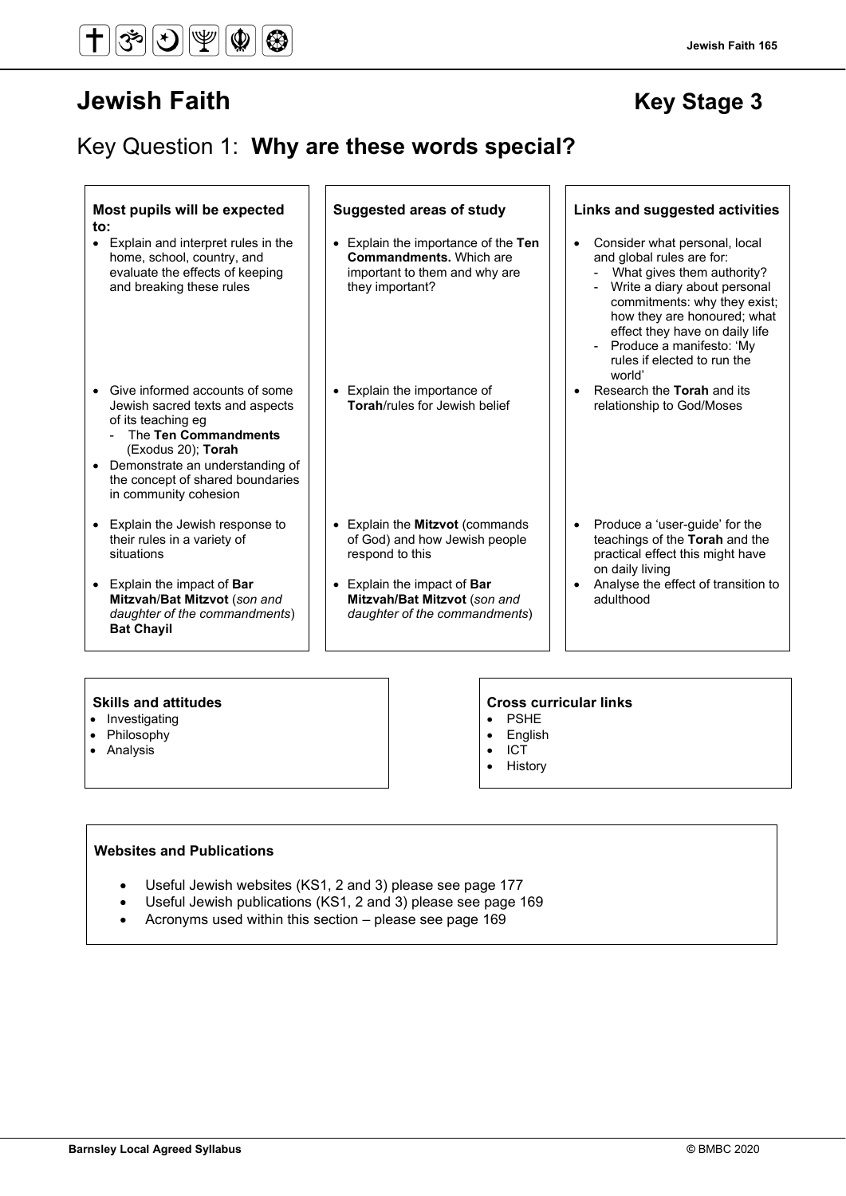# Jewish Faith

## Key Stage 3

## Key Question 1: **Why are these words special?**

| Most pupils will be expected to: | Suggested areas of study | Links and suggested activities |
|---|---|---|
| Explain and interpret rules in the home, school, country, and evaluate the effects of keeping and breaking these rules | Explain the importance of the **Ten Commandments.** Which are important to them and why are they important? | Consider what personal, local and global rules are for: <br>- What gives them authority? <br>- Write a diary about personal commitments: why they exist; how they are honoured; what effect they have on daily life <br>- Produce a manifesto: 'My rules if elected to run the world' |
| Give informed accounts of some Jewish sacred texts and aspects of its teaching eg <br>- The **Ten Commandments** (Exodus 20); **Torah** <br><br>Demonstrate an understanding of the concept of shared boundaries in community cohesion | Explain the importance of **Torah**/rules for Jewish belief | Research the **Torah** and its relationship to God/Moses |
| Explain the Jewish response to their rules in a variety of situations | Explain the **Mitzvot** (commands of God) and how Jewish people respond to this | Produce a 'user-guide' for the teachings of the **Torah** and the practical effect this might have on daily living |
| Explain the impact of **Bar Mitzvah**/**Bat Mitzvot** (*son and daughter of the commandments*) **Bat Chayil** | Explain the impact of **Bar Mitzvah/Bat Mitzvot** (*son and daughter of the commandments*) | Analyse the effect of transition to adulthood |

### Skills and attitudes

- Investigating
- Philosophy
- Analysis

### Cross curricular links

- PSHE
- English
- ICT
- History

### Websites and Publications

- Useful Jewish websites (KS1, 2 and 3) please see page 177
- Useful Jewish publications (KS1, 2 and 3) please see page 169
- Acronyms used within this section – please see page 169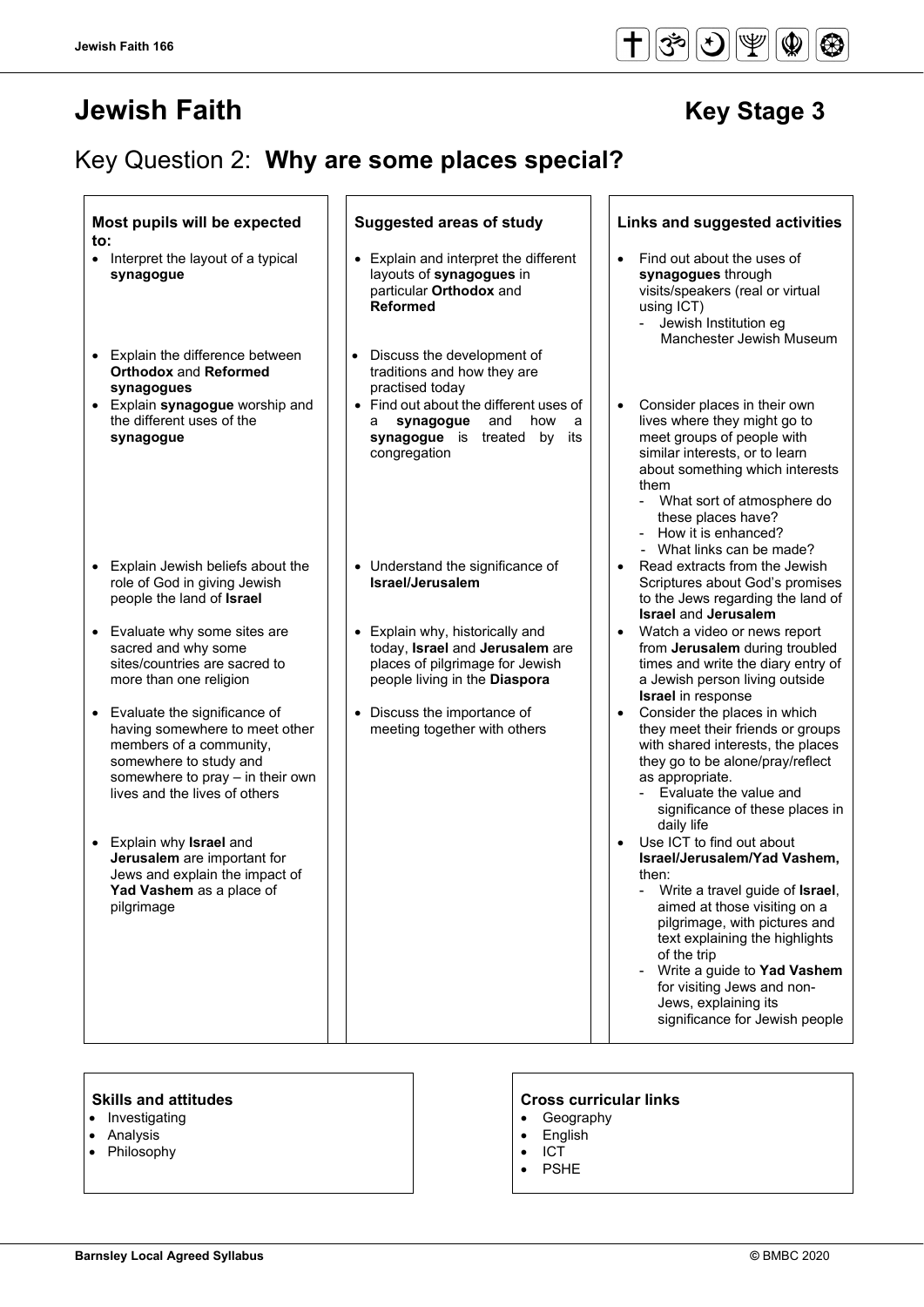# Jewish Faith

## Key Stage 3

## Key Question 2: **Why are some places special?**

| Most pupils will be expected to: | Suggested areas of study | Links and suggested activities |
|---|---|---|
| • Interpret the layout of a typical **synagogue** | • Explain and interpret the different layouts of **synagogues** in particular **Orthodox** and **Reformed** | • Find out about the uses of **synagogues** through visits/speakers (real or virtual using ICT)<br>- Jewish Institution eg Manchester Jewish Museum |
| • Explain the difference between **Orthodox** and **Reformed synagogues**<br>• Explain **synagogue** worship and the different uses of the **synagogue** | • Discuss the development of traditions and how they are practised today<br>• Find out about the different uses of a **synagogue** and how a **synagogue** is treated by its congregation | • Consider places in their own lives where they might go to meet groups of people with similar interests, or to learn about something which interests them<br>- What sort of atmosphere do these places have?<br>- How it is enhanced?<br>- What links can be made? |
| • Explain Jewish beliefs about the role of God in giving Jewish people the land of **Israel** | • Understand the significance of **Israel/Jerusalem** | • Read extracts from the Jewish Scriptures about God's promises to the Jews regarding the land of **Israel** and **Jerusalem** |
| • Evaluate why some sites are sacred and why some sites/countries are sacred to more than one religion | • Explain why, historically and today, **Israel** and **Jerusalem** are places of pilgrimage for Jewish people living in the **Diaspora** | • Watch a video or news report from **Jerusalem** during troubled times and write the diary entry of a Jewish person living outside **Israel** in response |
| • Evaluate the significance of having somewhere to meet other members of a community, somewhere to study and somewhere to pray – in their own lives and the lives of others | • Discuss the importance of meeting together with others | • Consider the places in which they meet their friends or groups with shared interests, the places they go to be alone/pray/reflect as appropriate.<br>- Evaluate the value and significance of these places in daily life |
| • Explain why **Israel** and **Jerusalem** are important for Jews and explain the impact of **Yad Vashem** as a place of pilgrimage | | • Use ICT to find out about **Israel/Jerusalem/Yad Vashem,** then:<br>- Write a travel guide of **Israel**, aimed at those visiting on a pilgrimage, with pictures and text explaining the highlights of the trip<br>- Write a guide to **Yad Vashem** for visiting Jews and non-Jews, explaining its significance for Jewish people |

**Skills and attitudes**
- Investigating
- Analysis
- Philosophy

**Cross curricular links**
- Geography
- English
- ICT
- PSHE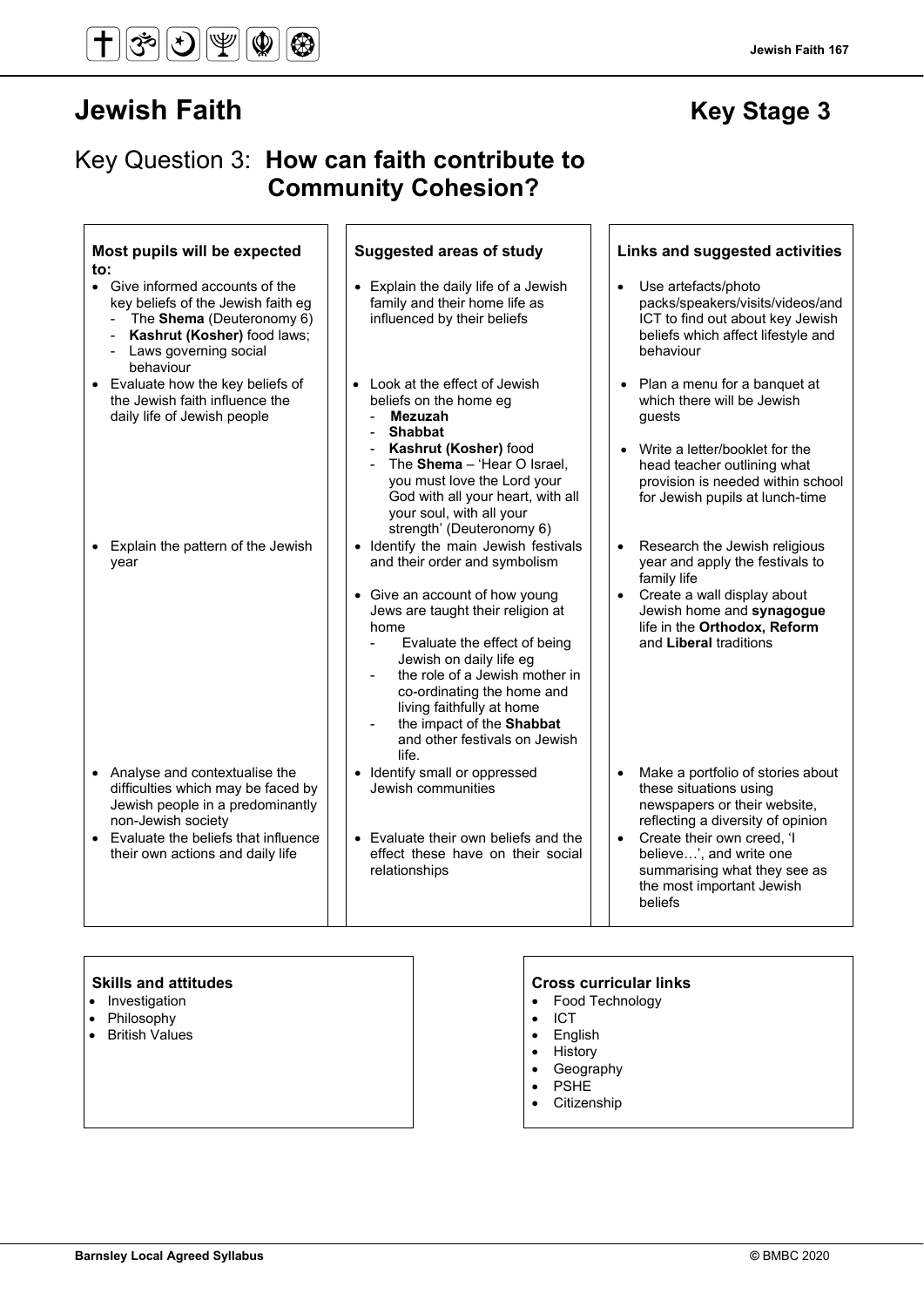# Jewish Faith

## Key Stage 3

## Key Question 3: **How can faith contribute to Community Cohesion?**

| Most pupils will be expected to: | Suggested areas of study | Links and suggested activities |
|---|---|---|
| • Give informed accounts of the key beliefs of the Jewish faith eg<br>- The **Shema** (Deuteronomy 6)<br>- **Kashrut (Kosher)** food laws;<br>- Laws governing social behaviour | • Explain the daily life of a Jewish family and their home life as influenced by their beliefs | • Use artefacts/photo packs/speakers/visits/videos/and ICT to find out about key Jewish beliefs which affect lifestyle and behaviour |
| • Evaluate how the key beliefs of the Jewish faith influence the daily life of Jewish people | • Look at the effect of Jewish beliefs on the home eg<br>- **Mezuzah**<br>- **Shabbat**<br>- **Kashrut (Kosher)** food<br>- The **Shema** – 'Hear O Israel, you must love the Lord your God with all your heart, with all your soul, with all your strength' (Deuteronomy 6) | • Plan a menu for a banquet at which there will be Jewish guests<br>• Write a letter/booklet for the head teacher outlining what provision is needed within school for Jewish pupils at lunch-time |
| • Explain the pattern of the Jewish year | • Identify the main Jewish festivals and their order and symbolism<br>• Give an account of how young Jews are taught their religion at home<br>- Evaluate the effect of being Jewish on daily life eg<br>- the role of a Jewish mother in co-ordinating the home and living faithfully at home<br>- the impact of the **Shabbat** and other festivals on Jewish life. | • Research the Jewish religious year and apply the festivals to family life<br>• Create a wall display about Jewish home and **synagogue** life in the **Orthodox, Reform** and **Liberal** traditions |
| • Analyse and contextualise the difficulties which may be faced by Jewish people in a predominantly non-Jewish society | • Identify small or oppressed Jewish communities | • Make a portfolio of stories about these situations using newspapers or their website, reflecting a diversity of opinion |
| • Evaluate the beliefs that influence their own actions and daily life | • Evaluate their own beliefs and the effect these have on their social relationships | • Create their own creed, 'I believe…', and write one summarising what they see as the most important Jewish beliefs |

**Skills and attitudes**
- Investigation
- Philosophy
- British Values

**Cross curricular links**
- Food Technology
- ICT
- English
- History
- Geography
- PSHE
- Citizenship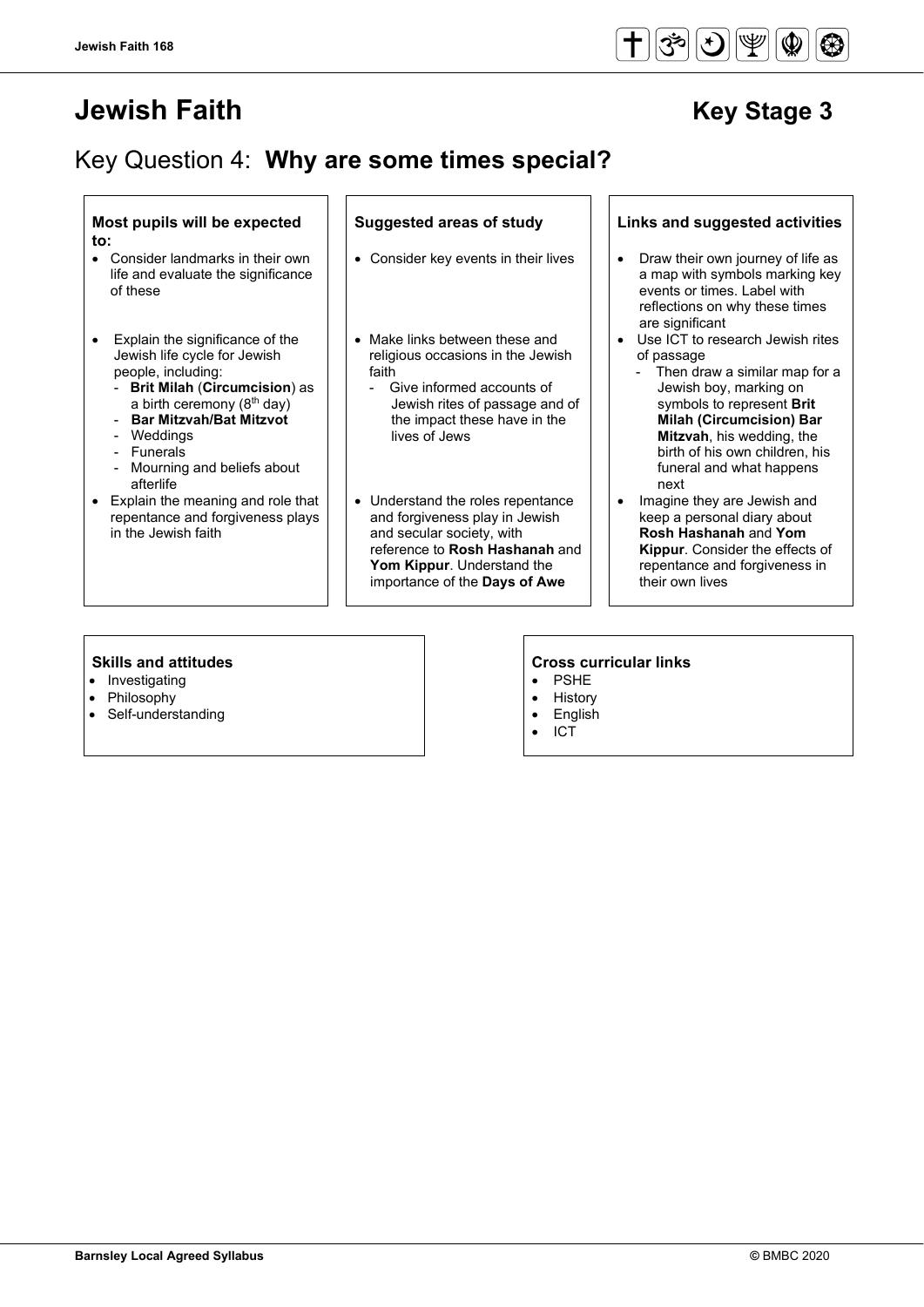# Jewish Faith

## Key Stage 3

## Key Question 4: **Why are some times special?**

| Most pupils will be expected to: | Suggested areas of study | Links and suggested activities |
|---|---|---|
| • Consider landmarks in their own life and evaluate the significance of these | • Consider key events in their lives | • Draw their own journey of life as a map with symbols marking key events or times. Label with reflections on why these times are significant |
| • Explain the significance of the Jewish life cycle for Jewish people, including:<br>- **Brit Milah** (**Circumcision**) as a birth ceremony (8th day)<br>- **Bar Mitzvah/Bat Mitzvot**<br>- Weddings<br>- Funerals<br>- Mourning and beliefs about afterlife | • Make links between these and religious occasions in the Jewish faith<br>- Give informed accounts of Jewish rites of passage and of the impact these have in the lives of Jews | • Use ICT to research Jewish rites of passage<br>- Then draw a similar map for a Jewish boy, marking on symbols to represent **Brit Milah (Circumcision) Bar Mitzvah**, his wedding, the birth of his own children, his funeral and what happens next |
| • Explain the meaning and role that repentance and forgiveness plays in the Jewish faith | • Understand the roles repentance and forgiveness play in Jewish and secular society, with reference to **Rosh Hashanah** and **Yom Kippur**. Understand the importance of the **Days of Awe** | • Imagine they are Jewish and keep a personal diary about **Rosh Hashanah** and **Yom Kippur**. Consider the effects of repentance and forgiveness in their own lives |

**Skills and attitudes**
- Investigating
- Philosophy
- Self-understanding

**Cross curricular links**
- PSHE
- History
- English
- ICT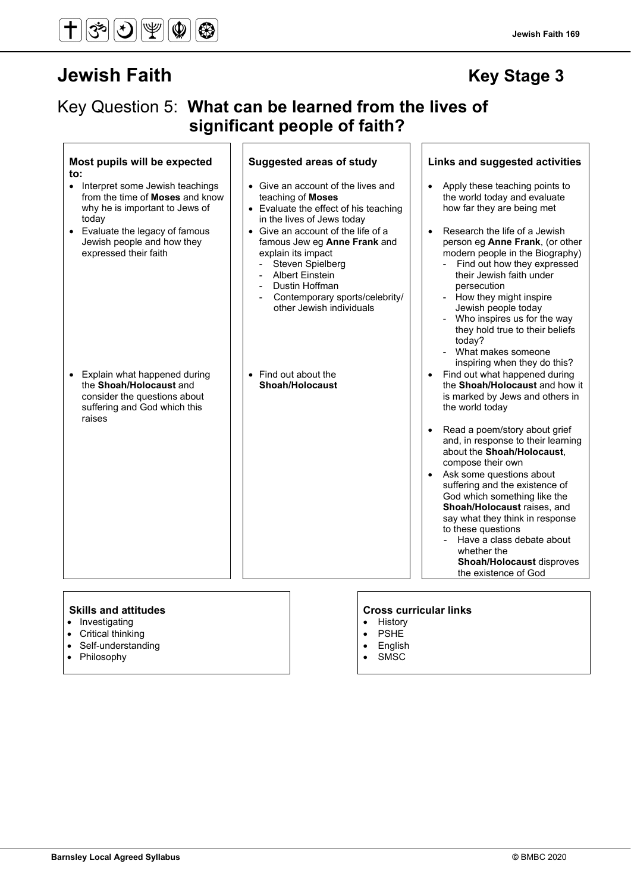# Jewish Faith

## Key Stage 3

## Key Question 5: **What can be learned from the lives of significant people of faith?**

| Most pupils will be expected to: | Suggested areas of study | Links and suggested activities |
|---|---|---|
| <ul><li>Interpret some Jewish teachings from the time of **Moses** and know why he is important to Jews of today</li><li>Evaluate the legacy of famous Jewish people and how they expressed their faith</li></ul> | <ul><li>Give an account of the lives and teaching of **Moses**</li><li>Evaluate the effect of his teaching in the lives of Jews today</li><li>Give an account of the life of a famous Jew eg **Anne Frank** and explain its impact<br>- Steven Spielberg<br>- Albert Einstein<br>- Dustin Hoffman<br>- Contemporary sports/celebrity/ other Jewish individuals</li></ul> | <ul><li>Apply these teaching points to the world today and evaluate how far they are being met</li><li>Research the life of a Jewish person eg **Anne Frank**, (or other modern people in the Biography)<br>- Find out how they expressed their Jewish faith under persecution<br>- How they might inspire Jewish people today<br>- Who inspires us for the way they hold true to their beliefs today?<br>- What makes someone inspiring when they do this?</li></ul> |
| <ul><li>Explain what happened during the **Shoah/Holocaust** and consider the questions about suffering and God which this raises</li></ul> | <ul><li>Find out about the **Shoah/Holocaust**</li></ul> | <ul><li>Find out what happened during the **Shoah/Holocaust** and how it is marked by Jews and others in the world today</li><li>Read a poem/story about grief and, in response to their learning about the **Shoah/Holocaust**, compose their own</li><li>Ask some questions about suffering and the existence of God which something like the **Shoah/Holocaust** raises, and say what they think in response to these questions<br>- Have a class debate about whether the **Shoah/Holocaust** disproves the existence of God</li></ul> |

**Skills and attitudes**

- Investigating
- Critical thinking
- Self-understanding
- Philosophy

**Cross curricular links**

- History
- PSHE
- English
- SMSC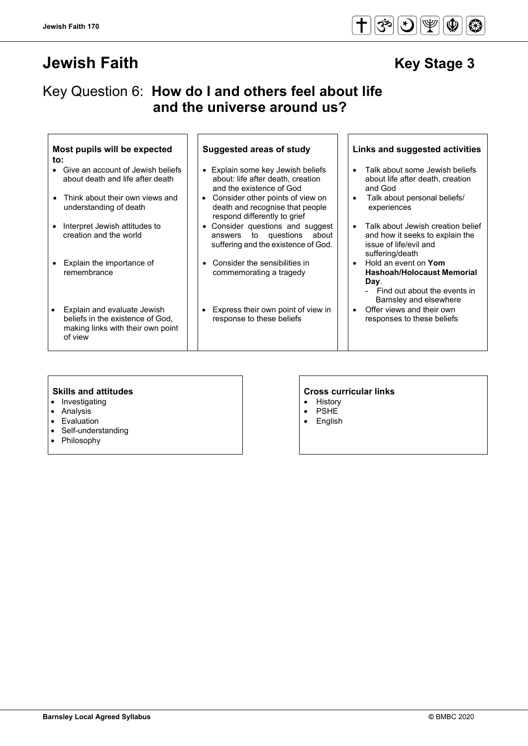# Jewish Faith

## Key Stage 3

## Key Question 6: **How do I and others feel about life and the universe around us?**

| Most pupils will be expected to: | Suggested areas of study | Links and suggested activities |
|---|---|---|
| • Give an account of Jewish beliefs about death and life after death<br>• Think about their own views and understanding of death | • Explain some key Jewish beliefs about: life after death, creation and the existence of God<br>• Consider other points of view on death and recognise that people respond differently to grief | • Talk about some Jewish beliefs about life after death, creation and God<br>• Talk about personal beliefs/ experiences |
| • Interpret Jewish attitudes to creation and the world | • Consider questions and suggest answers to questions about suffering and the existence of God. | • Talk about Jewish creation belief and how it seeks to explain the issue of life/evil and suffering/death |
| • Explain the importance of remembrance | • Consider the sensibilities in commemorating a tragedy | • Hold an event on **Yom Hashoah/Holocaust Memorial Day**.<br>- Find out about the events in Barnsley and elsewhere |
| • Explain and evaluate Jewish beliefs in the existence of God, making links with their own point of view | • Express their own point of view in response to these beliefs | • Offer views and their own responses to these beliefs |

**Skills and attitudes**
- Investigating
- Analysis
- Evaluation
- Self-understanding
- Philosophy

**Cross curricular links**
- History
- PSHE
- English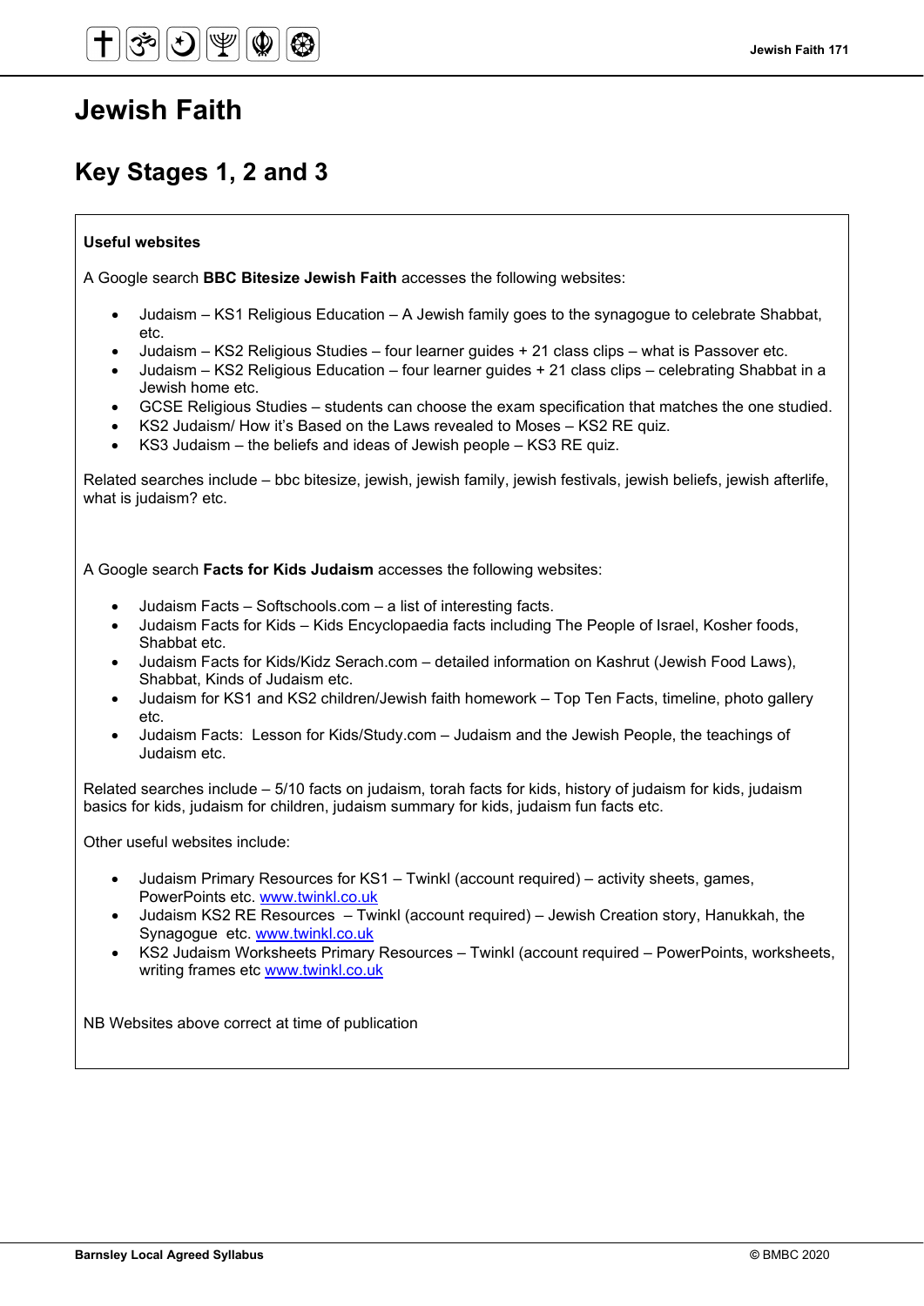# Jewish Faith

## Key Stages 1, 2 and 3

**Useful websites**

A Google search **BBC Bitesize Jewish Faith** accesses the following websites:

- Judaism – KS1 Religious Education – A Jewish family goes to the synagogue to celebrate Shabbat, etc.
- Judaism – KS2 Religious Studies – four learner guides + 21 class clips – what is Passover etc.
- Judaism – KS2 Religious Education – four learner guides + 21 class clips – celebrating Shabbat in a Jewish home etc.
- GCSE Religious Studies – students can choose the exam specification that matches the one studied.
- KS2 Judaism/ How it's Based on the Laws revealed to Moses – KS2 RE quiz.
- KS3 Judaism – the beliefs and ideas of Jewish people – KS3 RE quiz.

Related searches include – bbc bitesize, jewish, jewish family, jewish festivals, jewish beliefs, jewish afterlife, what is judaism? etc.

A Google search **Facts for Kids Judaism** accesses the following websites:

- Judaism Facts – Softschools.com – a list of interesting facts.
- Judaism Facts for Kids – Kids Encyclopaedia facts including The People of Israel, Kosher foods, Shabbat etc.
- Judaism Facts for Kids/Kidz Serach.com – detailed information on Kashrut (Jewish Food Laws), Shabbat, Kinds of Judaism etc.
- Judaism for KS1 and KS2 children/Jewish faith homework – Top Ten Facts, timeline, photo gallery etc.
- Judaism Facts: Lesson for Kids/Study.com – Judaism and the Jewish People, the teachings of Judaism etc.

Related searches include – 5/10 facts on judaism, torah facts for kids, history of judaism for kids, judaism basics for kids, judaism for children, judaism summary for kids, judaism fun facts etc.

Other useful websites include:

- Judaism Primary Resources for KS1 – Twinkl (account required) – activity sheets, games, PowerPoints etc. www.twinkl.co.uk
- Judaism KS2 RE Resources – Twinkl (account required) – Jewish Creation story, Hanukkah, the Synagogue etc. www.twinkl.co.uk
- KS2 Judaism Worksheets Primary Resources – Twinkl (account required – PowerPoints, worksheets, writing frames etc www.twinkl.co.uk

NB Websites above correct at time of publication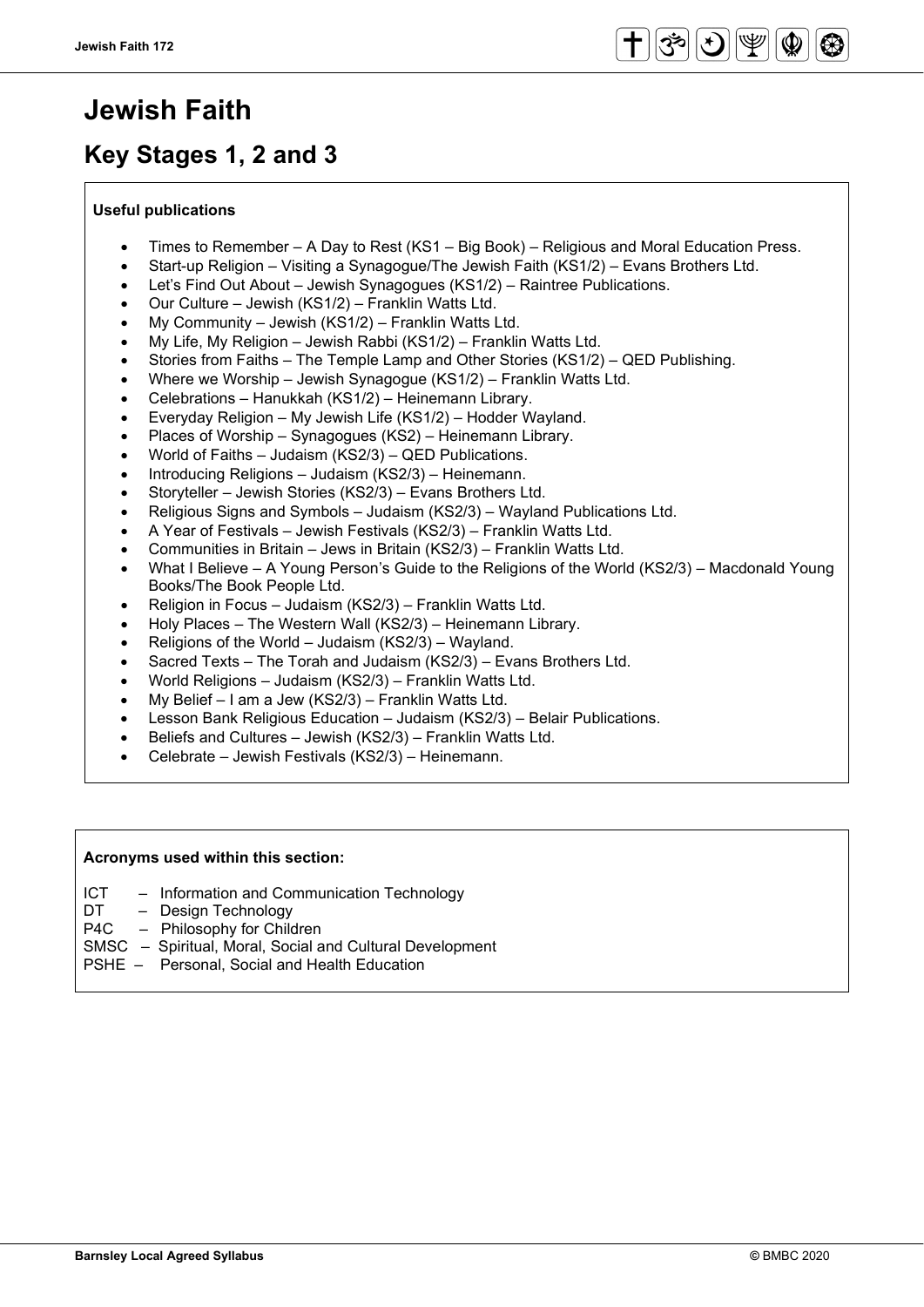# Jewish Faith

## Key Stages 1, 2 and 3

**Useful publications**

- Times to Remember – A Day to Rest (KS1 – Big Book) – Religious and Moral Education Press.
- Start-up Religion – Visiting a Synagogue/The Jewish Faith (KS1/2) – Evans Brothers Ltd.
- Let's Find Out About – Jewish Synagogues (KS1/2) – Raintree Publications.
- Our Culture – Jewish (KS1/2) – Franklin Watts Ltd.
- My Community – Jewish (KS1/2) – Franklin Watts Ltd.
- My Life, My Religion – Jewish Rabbi (KS1/2) – Franklin Watts Ltd.
- Stories from Faiths – The Temple Lamp and Other Stories (KS1/2) – QED Publishing.
- Where we Worship – Jewish Synagogue (KS1/2) – Franklin Watts Ltd.
- Celebrations – Hanukkah (KS1/2) – Heinemann Library.
- Everyday Religion – My Jewish Life (KS1/2) – Hodder Wayland.
- Places of Worship – Synagogues (KS2) – Heinemann Library.
- World of Faiths – Judaism (KS2/3) – QED Publications.
- Introducing Religions – Judaism (KS2/3) – Heinemann.
- Storyteller – Jewish Stories (KS2/3) – Evans Brothers Ltd.
- Religious Signs and Symbols – Judaism (KS2/3) – Wayland Publications Ltd.
- A Year of Festivals – Jewish Festivals (KS2/3) – Franklin Watts Ltd.
- Communities in Britain – Jews in Britain (KS2/3) – Franklin Watts Ltd.
- What I Believe – A Young Person's Guide to the Religions of the World (KS2/3) – Macdonald Young Books/The Book People Ltd.
- Religion in Focus – Judaism (KS2/3) – Franklin Watts Ltd.
- Holy Places – The Western Wall (KS2/3) – Heinemann Library.
- Religions of the World – Judaism (KS2/3) – Wayland.
- Sacred Texts – The Torah and Judaism (KS2/3) – Evans Brothers Ltd.
- World Religions – Judaism (KS2/3) – Franklin Watts Ltd.
- My Belief – I am a Jew (KS2/3) – Franklin Watts Ltd.
- Lesson Bank Religious Education – Judaism (KS2/3) – Belair Publications.
- Beliefs and Cultures – Jewish (KS2/3) – Franklin Watts Ltd.
- Celebrate – Jewish Festivals (KS2/3) – Heinemann.

**Acronyms used within this section:**

ICT – Information and Communication Technology
DT – Design Technology
P4C – Philosophy for Children
SMSC – Spiritual, Moral, Social and Cultural Development
PSHE – Personal, Social and Health Education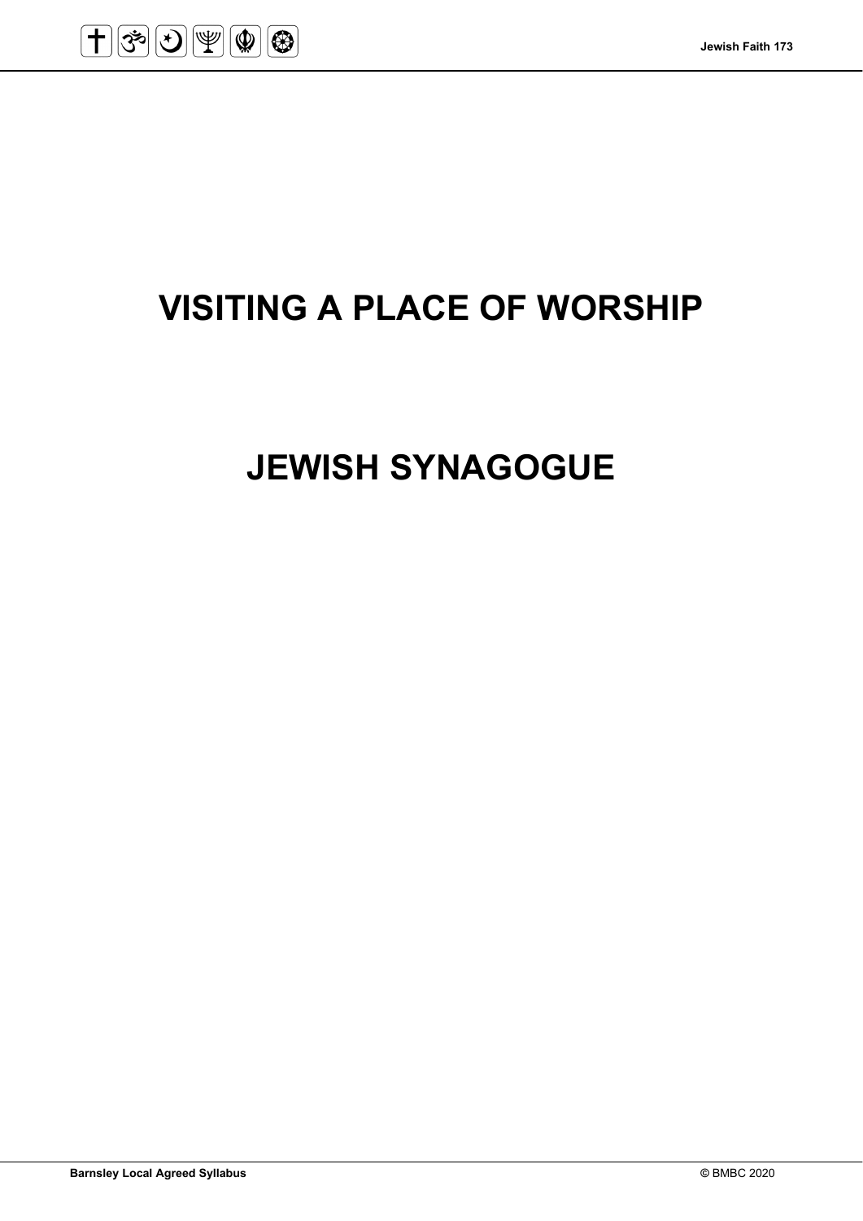# VISITING A PLACE OF WORSHIP

# JEWISH SYNAGOGUE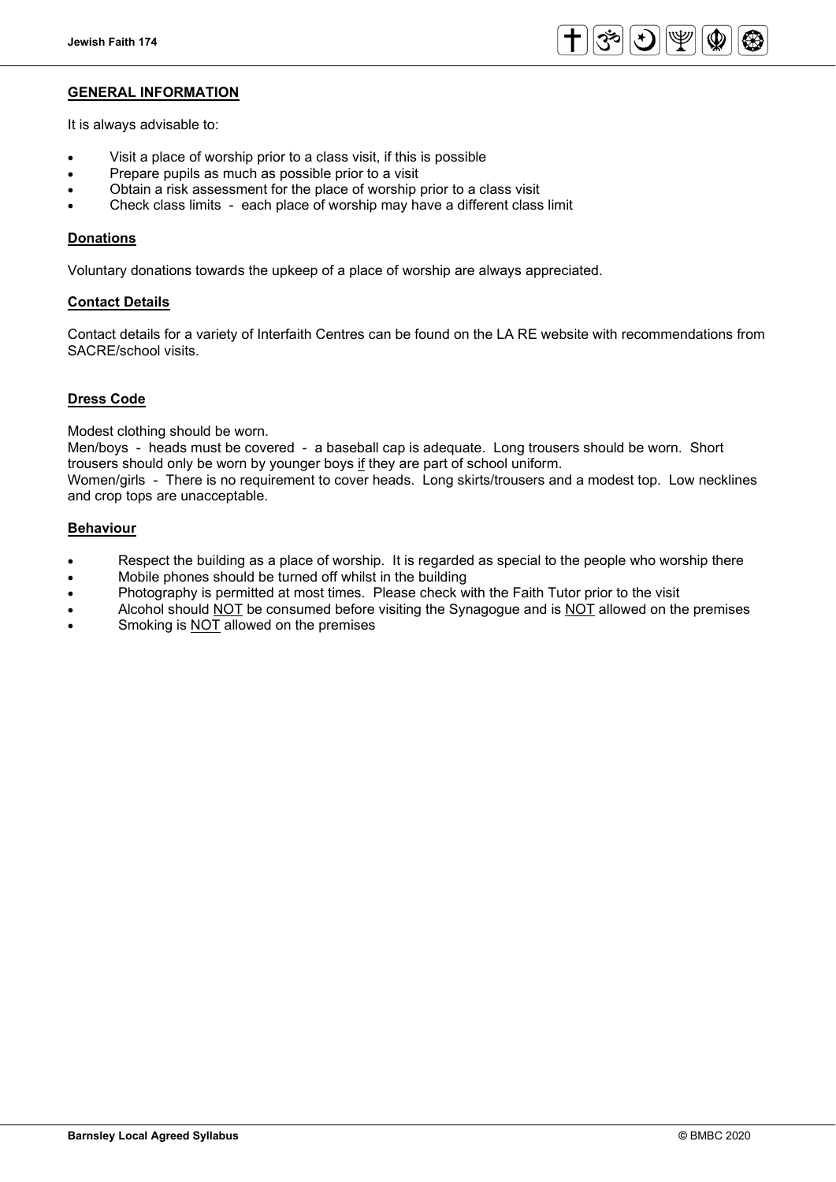## GENERAL INFORMATION

It is always advisable to:

- Visit a place of worship prior to a class visit, if this is possible
- Prepare pupils as much as possible prior to a visit
- Obtain a risk assessment for the place of worship prior to a class visit
- Check class limits - each place of worship may have a different class limit

### Donations

Voluntary donations towards the upkeep of a place of worship are always appreciated.

### Contact Details

Contact details for a variety of Interfaith Centres can be found on the LA RE website with recommendations from SACRE/school visits.

### Dress Code

Modest clothing should be worn.

Men/boys - heads must be covered - a baseball cap is adequate. Long trousers should be worn. Short trousers should only be worn by younger boys <u>if</u> they are part of school uniform.

Women/girls - There is no requirement to cover heads. Long skirts/trousers and a modest top. Low necklines and crop tops are unacceptable.

### Behaviour

- Respect the building as a place of worship. It is regarded as special to the people who worship there
- Mobile phones should be turned off whilst in the building
- Photography is permitted at most times. Please check with the Faith Tutor prior to the visit
- Alcohol should <u>NOT</u> be consumed before visiting the Synagogue and is <u>NOT</u> allowed on the premises
- Smoking is <u>NOT</u> allowed on the premises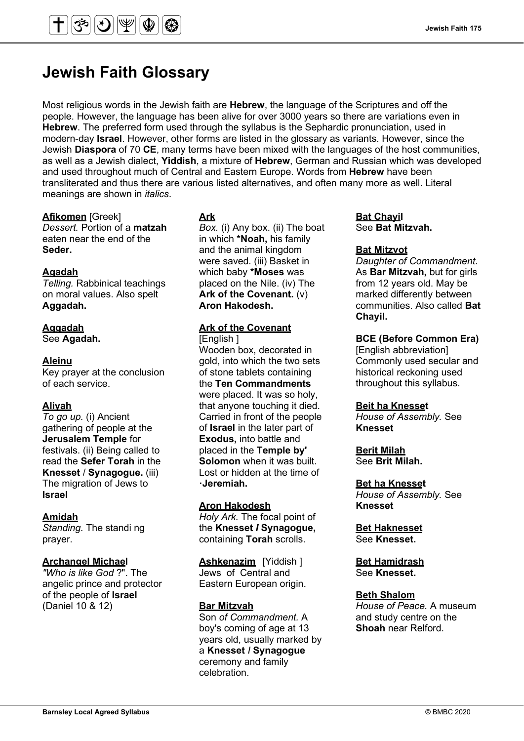# Jewish Faith Glossary

Most religious words in the Jewish faith are **Hebrew**, the language of the Scriptures and off the people. However, the language has been alive for over 3000 years so there are variations even in **Hebrew**. The preferred form used through the syllabus is the Sephardic pronunciation, used in modern-day **Israel**. However, other forms are listed in the glossary as variants. However, since the Jewish **Diaspora** of 70 **CE**, many terms have been mixed with the languages of the host communities, as well as a Jewish dialect, **Yiddish**, a mixture of **Hebrew**, German and Russian which was developed and used throughout much of Central and Eastern Europe. Words from **Hebrew** have been transliterated and thus there are various listed alternatives, and often many more as well. Literal meanings are shown in *italics*.

**Afikomen** [Greek]
*Dessert.* Portion of a **matzah** eaten near the end of the **Seder.**

**Agadah**
*Telling.* Rabbinical teachings on moral values. Also spelt **Aggadah.**

**Aggadah**
See **Agadah.**

**Aleinu**
Key prayer at the conclusion of each service.

**Aliyah**
*To go up.* (i) Ancient gathering of people at the **Jerusalem Temple** for festivals. (ii) Being called to read the **Sefer Torah** in the **Knesset** / **Synagogue.** (iii) The migration of Jews to **Israel**

**Amidah**
*Standing.* The standi ng prayer.

**Archangel Michael**
*"Who is like God ?"*. The angelic prince and protector of the people of **Israel** (Daniel 10 & 12)

**Ark**
*Box.* (i) Any box. (ii) The boat in which **\*Noah,** his family and the animal kingdom were saved. (iii) Basket in which baby **\*Moses** was placed on the Nile. (iv) The **Ark of the Covenant.** (v) **Aron Hakodesh.**

**Ark of the Covenant**
[English ]
Wooden box, decorated in gold, into which the two sets of stone tablets containing the **Ten Commandments** were placed. It was so holy, that anyone touching it died. Carried in front of the people of **Israel** in the later part of **Exodus,** into battle and placed in the **Temple by' Solomon** when it was built. Lost or hidden at the time of **·Jeremiah.**

**Aron Hakodesh**
*Holy Ark.* The focal point of the **Knesset / Synagogue,** containing **Torah** scrolls.

**Ashkenazim** [Yiddish ]
Jews of Central and Eastern European origin.

**Bar Mitzvah**
Son *of Commandment.* A boy's coming of age at 13 years old, usually marked by a **Knesset / Synagogue** ceremony and family celebration.

**Bat Chayil**
See **Bat Mitzvah.**

**Bat Mitzvot**
*Daughter of Commandment.* As **Bar Mitzvah,** but for girls from 12 years old. May be marked differently between communities. Also called **Bat Chayil.**

**BCE (Before Common Era)**
[English abbreviation]
Commonly used secular and historical reckoning used throughout this syllabus.

**Beit ha Knesset**
*House of Assembly.* See **Knesset**

**Berit Milah**
See **Brit Milah.**

**Bet ha Knesset**
*House of Assembly.* See **Knesset**

**Bet Haknesset**
See **Knesset.**

**Bet Hamidrash**
See **Knesset.**

**Beth Shalom**
*House of Peace.* A museum and study centre on the **Shoah** near Relford.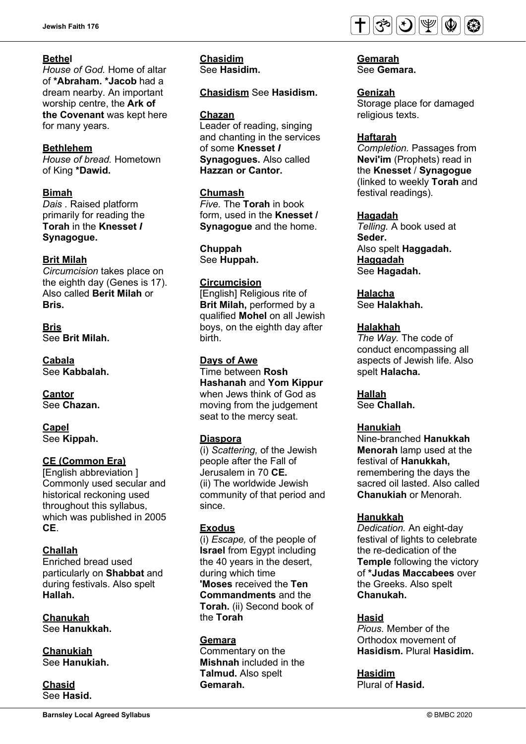**Bethel**
*House of God.* Home of altar of ***Abraham. *Jacob** had a dream nearby. An important worship centre, the **Ark of the Covenant** was kept here for many years.

**Bethlehem**
*House of bread.* Hometown of King ***Dawid.**

**Bimah**
*Dais .* Raised platform primarily for reading the **Torah** in the **Knesset / Synagogue.**

**Brit Milah**
*Circumcision* takes place on the eighth day (Genes is 17). Also called **Berit Milah** or **Bris.**

**Bris**
See **Brit Milah.**

**Cabala**
See **Kabbalah.**

**Cantor**
See **Chazan.**

**Capel**
See **Kippah.**

**CE (Common Era)**
[English abbreviation ] Commonly used secular and historical reckoning used throughout this syllabus, which was published in 2005 **CE**.

**Challah**
Enriched bread used particularly on **Shabbat** and during festivals. Also spelt **Hallah.**

**Chanukah**
See **Hanukkah.**

**Chanukiah**
See **Hanukiah.**

**Chasid**
See **Hasid.**

**Chasidim**
See **Hasidim.**

**Chasidism** See **Hasidism.**

**Chazan**
Leader of reading, singing and chanting in the services of some **Knesset / Synagogues.** Also called **Hazzan or Cantor.**

**Chumash**
*Five.* The **Torah** in book form, used in the **Knesset / Synagogue** and the home.

**Chuppah**
See **Huppah.**

**Circumcision**
[English] Religious rite of **Brit Milah,** performed by a qualified **Mohel** on all Jewish boys, on the eighth day after birth.

**Days of Awe**
Time between **Rosh Hashanah** and **Yom Kippur** when Jews think of God as moving from the judgement seat to the mercy seat.

**Diaspora**
(i) *Scattering,* of the Jewish people after the Fall of Jerusalem in 70 **CE.**
(ii) The worldwide Jewish community of that period and since.

**Exodus**
(i) *Escape,* of the people of **Israel** from Egypt including the 40 years in the desert, during which time **'Moses** received the **Ten Commandments** and the **Torah.** (ii) Second book of the **Torah**

**Gemara**
Commentary on the **Mishnah** included in the **Talmud.** Also spelt **Gemarah.**

**Gemarah**
See **Gemara.**

**Genizah**
Storage place for damaged religious texts.

**Haftarah**
*Completion.* Passages from **Nevi'im** (Prophets) read in the **Knesset** / **Synagogue** (linked to weekly **Torah** and festival readings).

**Hagadah**
*Telling.* A book used at **Seder.**
Also spelt **Haggadah.**

**Haggadah**
See **Hagadah.**

**Halacha**
See **Halakhah.**

**Halakhah**
*The Way.* The code of conduct encompassing all aspects of Jewish life. Also spelt **Halacha.**

**Hallah**
See **Challah.**

**Hanukiah**
Nine-branched **Hanukkah Menorah** lamp used at the festival of **Hanukkah,** remembering the days the sacred oil lasted. Also called **Chanukiah** or Menorah.

**Hanukkah**
*Dedication.* An eight-day festival of lights to celebrate the re-dedication of the **Temple** following the victory of ***Judas Maccabees** over the Greeks. Also spelt **Chanukah.**

**Hasid**
*Pious.* Member of the Orthodox movement of **Hasidism.** Plural **Hasidim.**

**Hasidim**
Plural of **Hasid.**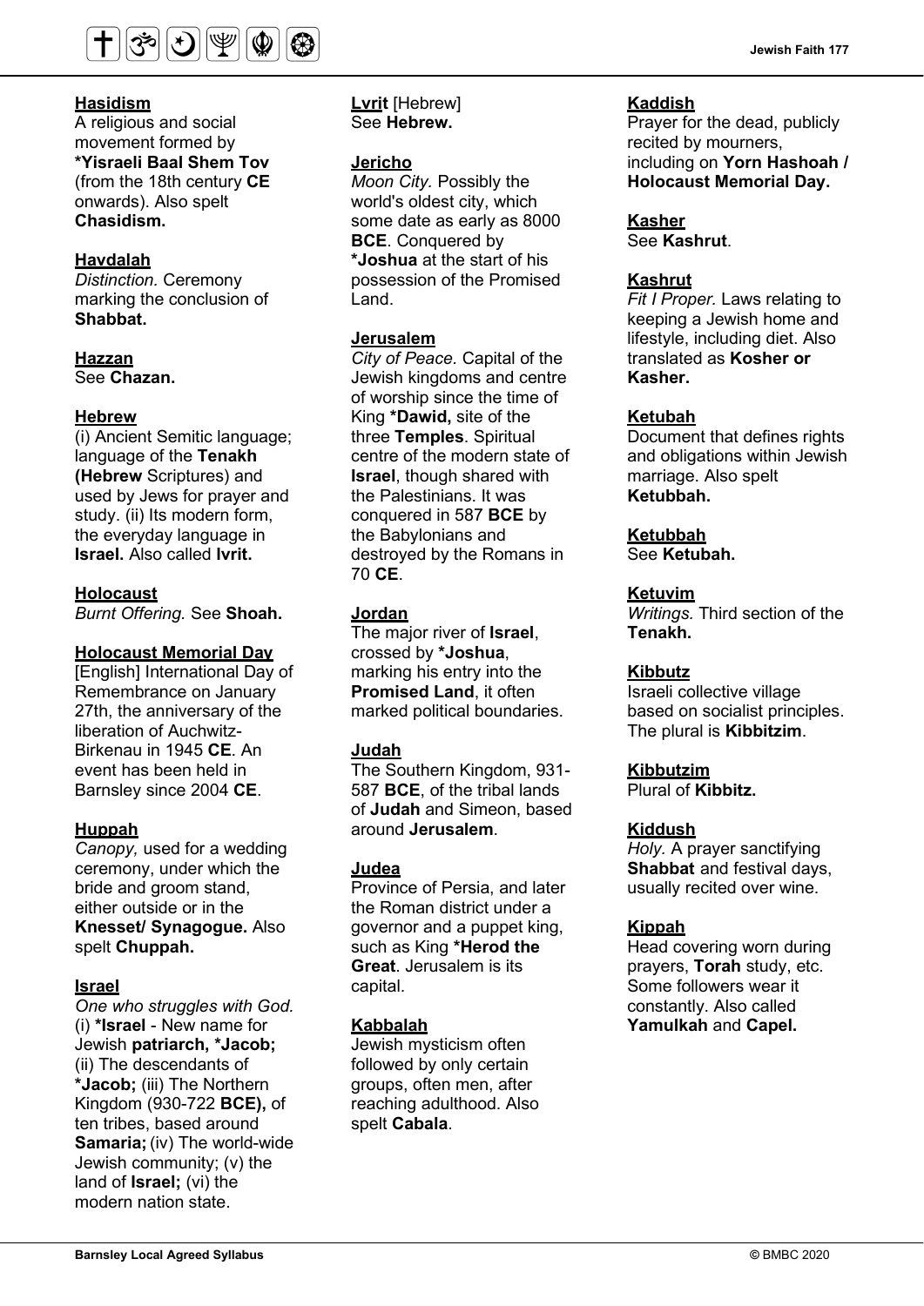**Hasidism**
A religious and social movement formed by **\*Yisraeli Baal Shem Tov** (from the 18th century **CE** onwards). Also spelt **Chasidism.**

**Havdalah**
*Distinction.* Ceremony marking the conclusion of **Shabbat.**

**Hazzan**
See **Chazan.**

**Hebrew**
(i) Ancient Semitic language; language of the **Tenakh (Hebrew** Scriptures) and used by Jews for prayer and study. (ii) Its modern form, the everyday language in **Israel.** Also called **Ivrit.**

**Holocaust**
*Burnt Offering.* See **Shoah.**

**Holocaust Memorial Day**
[English] International Day of Remembrance on January 27th, the anniversary of the liberation of Auchwitz-Birkenau in 1945 **CE**. An event has been held in Barnsley since 2004 **CE**.

**Huppah**
*Canopy,* used for a wedding ceremony, under which the bride and groom stand, either outside or in the **Knesset/ Synagogue.** Also spelt **Chuppah.**

**Israel**
*One who struggles with God.* (i) **\*Israel** - New name for Jewish **patriarch, \*Jacob;** (ii) The descendants of **\*Jacob;** (iii) The Northern Kingdom (930-722 **BCE),** of ten tribes, based around **Samaria;** (iv) The world-wide Jewish community; (v) the land of **Israel;** (vi) the modern nation state.

**Lvrit** [Hebrew]
See **Hebrew.**

**Jericho**
*Moon City.* Possibly the world's oldest city, which some date as early as 8000 **BCE**. Conquered by **\*Joshua** at the start of his possession of the Promised Land.

**Jerusalem**
*City of Peace.* Capital of the Jewish kingdoms and centre of worship since the time of King **\*Dawid,** site of the three **Temples**. Spiritual centre of the modern state of **Israel**, though shared with the Palestinians. It was conquered in 587 **BCE** by the Babylonians and destroyed by the Romans in 70 **CE**.

**Jordan**
The major river of **Israel**, crossed by **\*Joshua**, marking his entry into the **Promised Land**, it often marked political boundaries.

**Judah**
The Southern Kingdom, 931-587 **BCE**, of the tribal lands of **Judah** and Simeon, based around **Jerusalem**.

**Judea**
Province of Persia, and later the Roman district under a governor and a puppet king, such as King **\*Herod the Great**. Jerusalem is its capital.

**Kabbalah**
Jewish mysticism often followed by only certain groups, often men, after reaching adulthood. Also spelt **Cabala**.

**Kaddish**
Prayer for the dead, publicly recited by mourners, including on **Yorn Hashoah / Holocaust Memorial Day.**

**Kasher**
See **Kashrut**.

**Kashrut**
*Fit I Proper.* Laws relating to keeping a Jewish home and lifestyle, including diet. Also translated as **Kosher or Kasher.**

**Ketubah**
Document that defines rights and obligations within Jewish marriage. Also spelt **Ketubbah.**

**Ketubbah**
See **Ketubah.**

**Ketuvim**
*Writings.* Third section of the **Tenakh.**

**Kibbutz**
Israeli collective village based on socialist principles. The plural is **Kibbitzim**.

**Kibbutzim**
Plural of **Kibbitz.**

**Kiddush**
*Holy.* A prayer sanctifying **Shabbat** and festival days, usually recited over wine.

**Kippah**
Head covering worn during prayers, **Torah** study, etc. Some followers wear it constantly. Also called **Yamulkah** and **Capel.**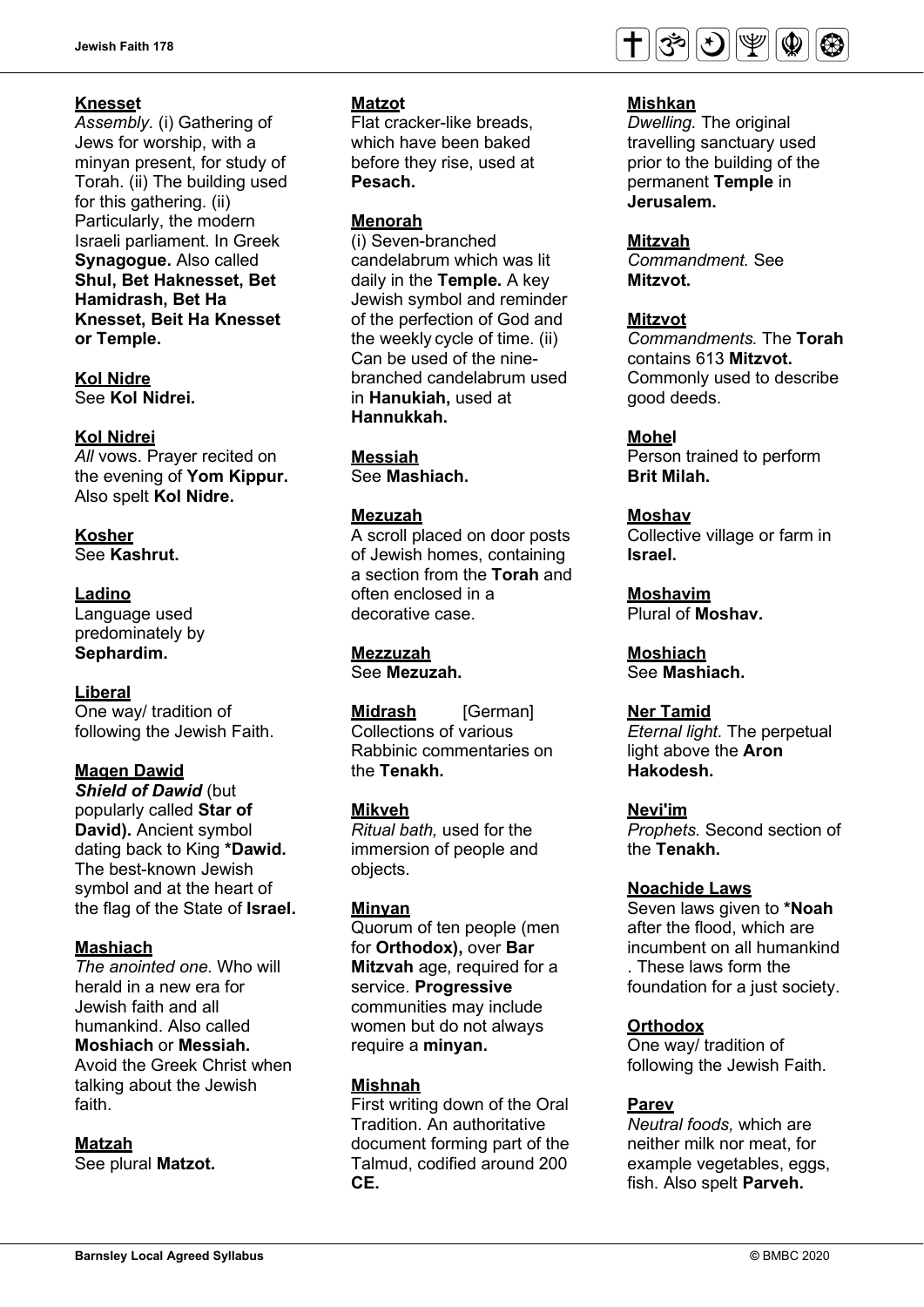**Knesset**
*Assembly.* (i) Gathering of Jews for worship, with a minyan present, for study of Torah. (ii) The building used for this gathering. (ii) Particularly, the modern Israeli parliament. In Greek **Synagogue.** Also called **Shul, Bet Haknesset, Bet Hamidrash, Bet Ha Knesset, Beit Ha Knesset or Temple.**

**Kol Nidre**
See **Kol Nidrei.**

**Kol Nidrei**
*All* vows. Prayer recited on the evening of **Yom Kippur.** Also spelt **Kol Nidre.**

**Kosher**
See **Kashrut.**

**Ladino**
Language used predominately by **Sephardim.**

**Liberal**
One way/ tradition of following the Jewish Faith.

**Magen Dawid**
***Shield of Dawid*** (but popularly called **Star of David).** Ancient symbol dating back to King **\*Dawid.** The best-known Jewish symbol and at the heart of the flag of the State of **Israel.**

**Mashiach**
*The anointed one.* Who will herald in a new era for Jewish faith and all humankind. Also called **Moshiach** or **Messiah.** Avoid the Greek Christ when talking about the Jewish faith.

**Matzah**
See plural **Matzot.**

**Matzot**
Flat cracker-like breads, which have been baked before they rise, used at **Pesach.**

**Menorah**
(i) Seven-branched candelabrum which was lit daily in the **Temple.** A key Jewish symbol and reminder of the perfection of God and the weekly cycle of time. (ii) Can be used of the nine-branched candelabrum used in **Hanukiah,** used at **Hannukkah.**

**Messiah**
See **Mashiach.**

**Mezuzah**
A scroll placed on door posts of Jewish homes, containing a section from the **Torah** and often enclosed in a decorative case.

**Mezzuzah**
See **Mezuzah.**

**Midrash** [German]
Collections of various Rabbinic commentaries on the **Tenakh.**

**Mikveh**
*Ritual bath,* used for the immersion of people and objects.

**Minyan**
Quorum of ten people (men for **Orthodox),** over **Bar Mitzvah** age, required for a service. **Progressive** communities may include women but do not always require a **minyan.**

**Mishnah**
First writing down of the Oral Tradition. An authoritative document forming part of the Talmud, codified around 200 **CE.**

**Mishkan**
*Dwelling.* The original travelling sanctuary used prior to the building of the permanent **Temple** in **Jerusalem.**

**Mitzvah**
*Commandment.* See **Mitzvot.**

**Mitzvot**
*Commandments.* The **Torah** contains 613 **Mitzvot.** Commonly used to describe good deeds.

**Mohel**
Person trained to perform **Brit Milah.**

**Moshav**
Collective village or farm in **Israel.**

**Moshavim**
Plural of **Moshav.**

**Moshiach**
See **Mashiach.**

**Ner Tamid**
*Eternal light.* The perpetual light above the **Aron Hakodesh.**

**Nevi'im**
*Prophets.* Second section of the **Tenakh.**

**Noachide Laws**
Seven laws given to **\*Noah** after the flood, which are incumbent on all humankind . These laws form the foundation for a just society.

**Orthodox**
One way/ tradition of following the Jewish Faith.

**Parev**
*Neutral foods,* which are neither milk nor meat, for example vegetables, eggs, fish. Also spelt **Parveh.**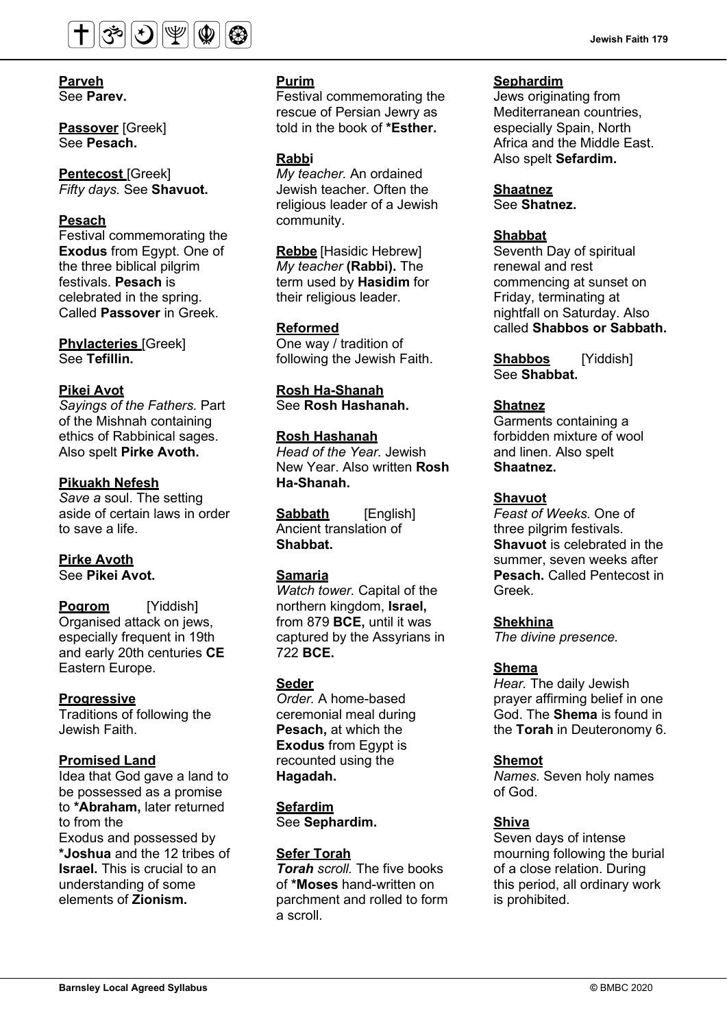**Parveh**
See **Parev.**

**Passover** [Greek]
See **Pesach.**

**Pentecost** [Greek]
*Fifty days.* See **Shavuot.**

**Pesach**
Festival commemorating the **Exodus** from Egypt. One of the three biblical pilgrim festivals. **Pesach** is celebrated in the spring. Called **Passover** in Greek.

**Phylacteries** [Greek]
See **Tefillin.**

**Pikei Avot**
*Sayings of the Fathers.* Part of the Mishnah containing ethics of Rabbinical sages. Also spelt **Pirke Avoth.**

**Pikuakh Nefesh**
*Save a* soul. The setting aside of certain laws in order to save a life.

**Pirke Avoth**
See **Pikei Avot.**

**Pogrom** [Yiddish]
Organised attack on jews, especially frequent in 19th and early 20th centuries **CE** Eastern Europe.

**Progressive**
Traditions of following the Jewish Faith.

**Promised Land**
Idea that God gave a land to be possessed as a promise to ***Abraham,** later returned to from the Exodus and possessed by ***Joshua** and the 12 tribes of **Israel.** This is crucial to an understanding of some elements of **Zionism.**

**Purim**
Festival commemorating the rescue of Persian Jewry as told in the book of ***Esther.**

**Rabbi**
*My teacher.* An ordained Jewish teacher. Often the religious leader of a Jewish community.

**Rebbe** [Hasidic Hebrew]
*My teacher* **(Rabbi).** The term used by **Hasidim** for their religious leader.

**Reformed**
One way / tradition of following the Jewish Faith.

**Rosh Ha-Shanah**
See **Rosh Hashanah.**

**Rosh Hashanah**
*Head of the Year.* Jewish New Year. Also written **Rosh Ha-Shanah.**

**Sabbath** [English]
Ancient translation of **Shabbat.**

**Samaria**
*Watch tower.* Capital of the northern kingdom, **Israel,** from 879 **BCE,** until it was captured by the Assyrians in 722 **BCE.**

**Seder**
*Order.* A home-based ceremonial meal during **Pesach,** at which the **Exodus** from Egypt is recounted using the **Hagadah.**

**Sefardim**
See **Sephardim.**

**Sefer Torah**
***Torah*** *scroll.* The five books of ***Moses** hand-written on parchment and rolled to form a scroll.

**Sephardim**
Jews originating from Mediterranean countries, especially Spain, North Africa and the Middle East. Also spelt **Sefardim.**

**Shaatnez**
See **Shatnez.**

**Shabbat**
Seventh Day of spiritual renewal and rest commencing at sunset on Friday, terminating at nightfall on Saturday. Also called **Shabbos or Sabbath.**

**Shabbos** [Yiddish]
See **Shabbat.**

**Shatnez**
Garments containing a forbidden mixture of wool and linen. Also spelt **Shaatnez.**

**Shavuot**
*Feast of Weeks.* One of three pilgrim festivals. **Shavuot** is celebrated in the summer, seven weeks after **Pesach.** Called Pentecost in Greek.

**Shekhina**
*The divine presence.*

**Shema**
*Hear.* The daily Jewish prayer affirming belief in one God. The **Shema** is found in the **Torah** in Deuteronomy 6.

**Shemot**
*Names.* Seven holy names of God.

**Shiva**
Seven days of intense mourning following the burial of a close relation. During this period, all ordinary work is prohibited.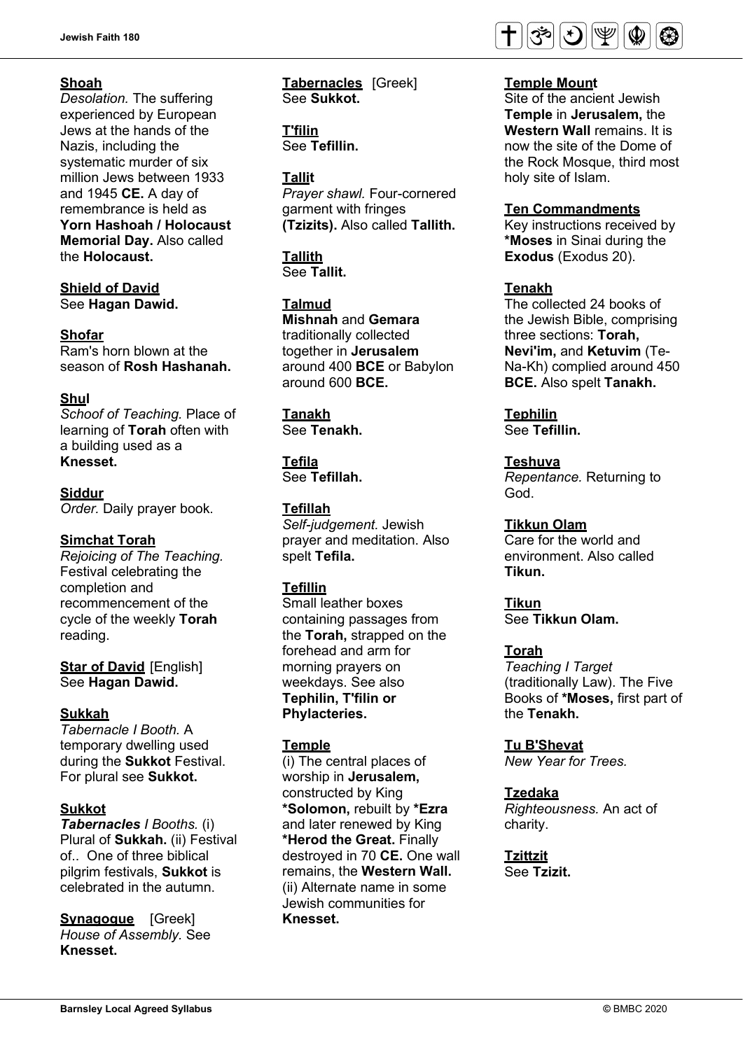**Shoah**
*Desolation.* The suffering experienced by European Jews at the hands of the Nazis, including the systematic murder of six million Jews between 1933 and 1945 **CE.** A day of remembrance is held as **Yorn Hashoah / Holocaust Memorial Day.** Also called the **Holocaust.**

**Shield of David**
See **Hagan Dawid.**

**Shofar**
Ram's horn blown at the season of **Rosh Hashanah.**

**Shul**
*Schoof of Teaching.* Place of learning of **Torah** often with a building used as a **Knesset.**

**Siddur**
*Order.* Daily prayer book.

**Simchat Torah**
*Rejoicing of The Teaching.* Festival celebrating the completion and recommencement of the cycle of the weekly **Torah** reading.

**Star of David** [English]
See **Hagan Dawid.**

**Sukkah**
*Tabernacle I Booth.* A temporary dwelling used during the **Sukkot** Festival. For plural see **Sukkot.**

**Sukkot**
***Tabernacles** I Booths.* (i) Plural of **Sukkah.** (ii) Festival of.. One of three biblical pilgrim festivals, **Sukkot** is celebrated in the autumn.

**Synagogue** [Greek]
*House of Assembly.* See **Knesset.**

**Tabernacles** [Greek]
See **Sukkot.**

**T'filin**
See **Tefillin.**

**Tallit**
*Prayer shawl.* Four-cornered garment with fringes **(Tzizits).** Also called **Tallith.**

**Tallith**
See **Tallit.**

**Talmud**
**Mishnah** and **Gemara** traditionally collected together in **Jerusalem** around 400 **BCE** or Babylon around 600 **BCE.**

**Tanakh**
See **Tenakh.**

**Tefila**
See **Tefillah.**

**Tefillah**
*Self-judgement.* Jewish prayer and meditation. Also spelt **Tefila.**

**Tefillin**
Small leather boxes containing passages from the **Torah,** strapped on the forehead and arm for morning prayers on weekdays. See also **Tephilin, T'filin or Phylacteries.**

**Temple**
(i) The central places of worship in **Jerusalem,** constructed by King ***Solomon,** rebuilt by ***Ezra** and later renewed by King ***Herod the Great.** Finally destroyed in 70 **CE.** One wall remains, the **Western Wall.** (ii) Alternate name in some Jewish communities for **Knesset.**

**Temple Mount**
Site of the ancient Jewish **Temple** in **Jerusalem,** the **Western Wall** remains. It is now the site of the Dome of the Rock Mosque, third most holy site of Islam.

**Ten Commandments**
Key instructions received by ***Moses** in Sinai during the **Exodus** (Exodus 20).

**Tenakh**
The collected 24 books of the Jewish Bible, comprising three sections: **Torah, Nevi'im,** and **Ketuvim** (Te-Na-Kh) complied around 450 **BCE.** Also spelt **Tanakh.**

**Tephilin**
See **Tefillin.**

**Teshuva**
*Repentance.* Returning to God.

**Tikkun Olam**
Care for the world and environment. Also called **Tikun.**

**Tikun**
See **Tikkun Olam.**

**Torah**
*Teaching I Target* (traditionally Law). The Five Books of ***Moses,** first part of the **Tenakh.**

**Tu B'Shevat**
*New Year for Trees.*

**Tzedaka**
*Righteousness.* An act of charity.

**Tzittzit**
See **Tzizit.**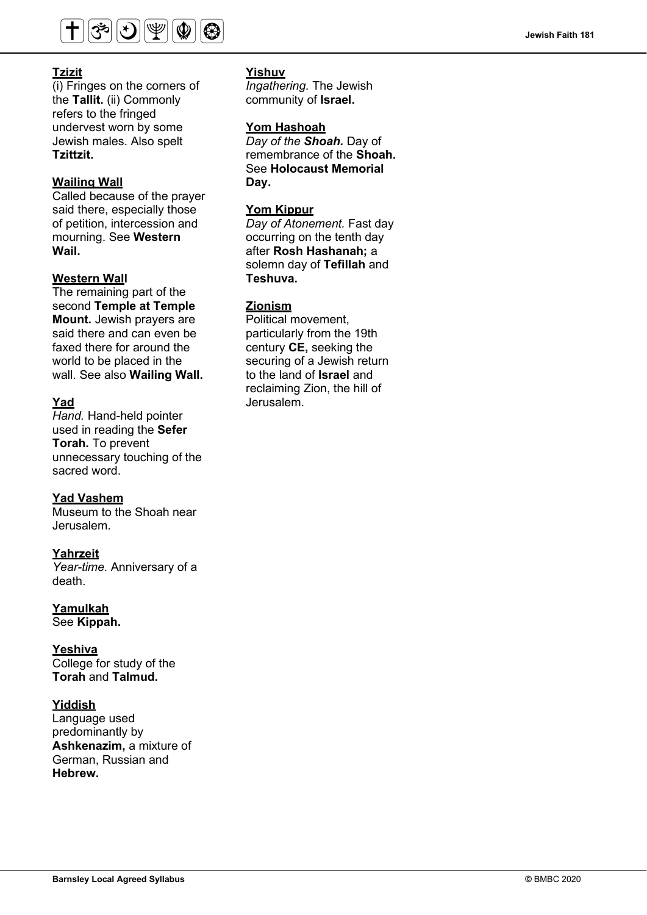**Tzizit**
(i) Fringes on the corners of the **Tallit.** (ii) Commonly refers to the fringed undervest worn by some Jewish males. Also spelt **Tzittzit.**

**Wailing Wall**
Called because of the prayer said there, especially those of petition, intercession and mourning. See **Western Wail.**

**Western Wall**
The remaining part of the second **Temple at Temple Mount.** Jewish prayers are said there and can even be faxed there for around the world to be placed in the wall. See also **Wailing Wall.**

**Yad**
*Hand.* Hand-held pointer used in reading the **Sefer Torah.** To prevent unnecessary touching of the sacred word.

**Yad Vashem**
Museum to the Shoah near Jerusalem.

**Yahrzeit**
*Year-time.* Anniversary of a death.

**Yamulkah**
See **Kippah.**

**Yeshiva**
College for study of the **Torah** and **Talmud.**

**Yiddish**
Language used predominantly by **Ashkenazim,** a mixture of German, Russian and **Hebrew.**

**Yishuv**
*Ingathering.* The Jewish community of **Israel.**

**Yom Hashoah**
*Day of the **Shoah.*** Day of remembrance of the **Shoah.** See **Holocaust Memorial Day.**

**Yom Kippur**
*Day of Atonement.* Fast day occurring on the tenth day after **Rosh Hashanah;** a solemn day of **Tefillah** and **Teshuva.**

**Zionism**
Political movement, particularly from the 19th century **CE,** seeking the securing of a Jewish return to the land of **Israel** and reclaiming Zion, the hill of Jerusalem.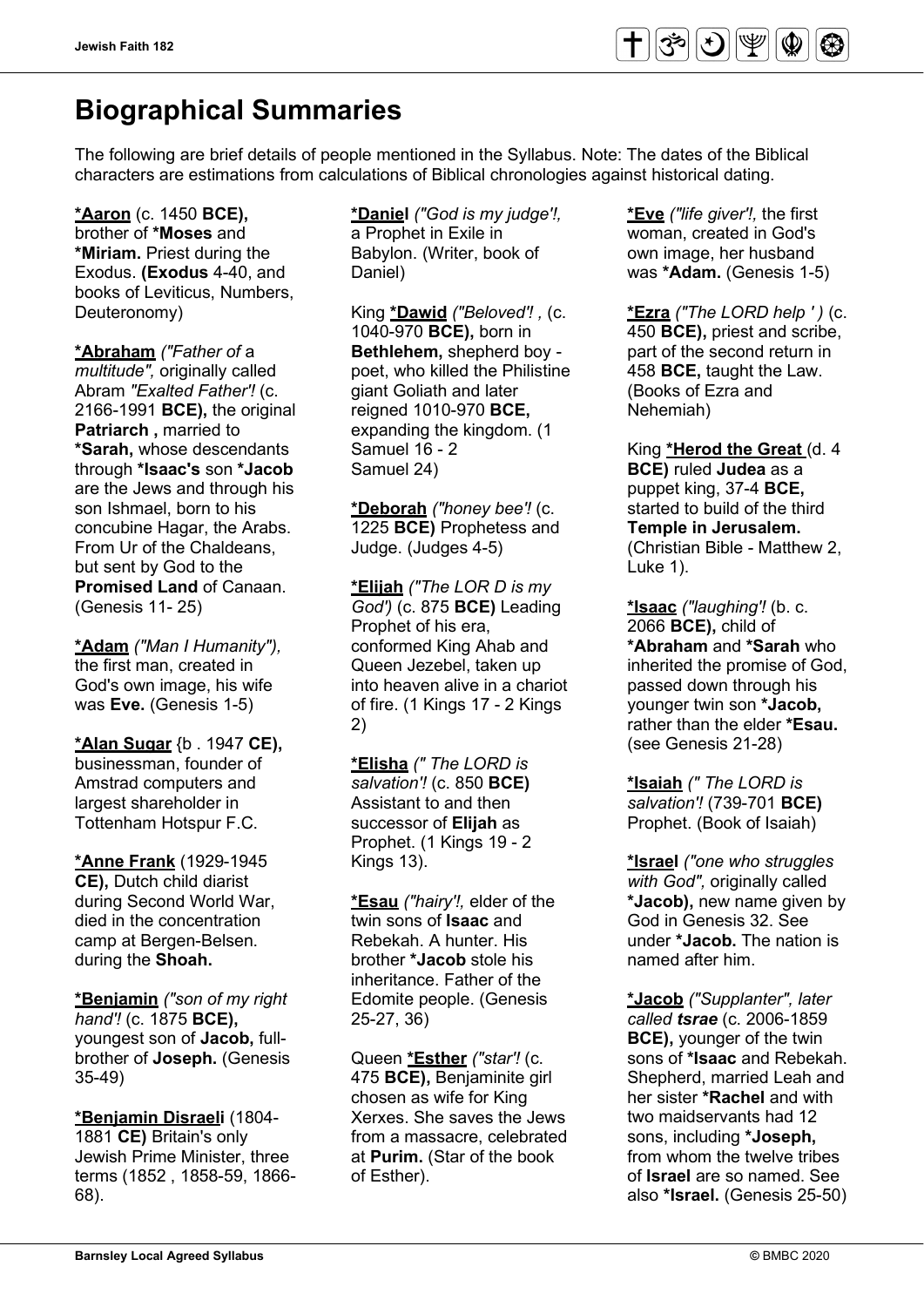# Biographical Summaries

The following are brief details of people mentioned in the Syllabus. Note: The dates of the Biblical characters are estimations from calculations of Biblical chronologies against historical dating.

**<u>*Aaron</u>** (c. 1450 **BCE),** brother of ***Moses** and ***Miriam.** Priest during the Exodus. **(Exodus** 4-40, and books of Leviticus, Numbers, Deuteronomy)

**<u>*Abraham</u>** *("Father of* a *multitude",* originally called Abram *"Exalted Father'!* (c. 2166-1991 **BCE),** the original **Patriarch ,** married to ***Sarah,** whose descendants through ***Isaac's** son ***Jacob** are the Jews and through his son Ishmael, born to his concubine Hagar, the Arabs. From Ur of the Chaldeans, but sent by God to the **Promised Land** of Canaan. (Genesis 11- 25)

**<u>*Adam</u>** *("Man I Humanity"),* the first man, created in God's own image, his wife was **Eve.** (Genesis 1-5)

**<u>*Alan Sugar</u>** {b . 1947 **CE),** businessman, founder of Amstrad computers and largest shareholder in Tottenham Hotspur F.C.

**<u>*Anne Frank</u>** (1929-1945 **CE),** Dutch child diarist during Second World War, died in the concentration camp at Bergen-Belsen. during the **Shoah.**

**<u>*Benjamin</u>** *("son of my right hand'!* (c. 1875 **BCE),** youngest son of **Jacob,** full-brother of **Joseph.** (Genesis 35-49)

**<u>*Benjamin Disraeli</u>** (1804-1881 **CE)** Britain's only Jewish Prime Minister, three terms (1852 , 1858-59, 1866-68).

**<u>*Daniel</u>** *("God is my judge'!,* a Prophet in Exile in Babylon. (Writer, book of Daniel)

King **<u>*Dawid</u>** *("Beloved'! ,* (c. 1040-970 **BCE),** born in **Bethlehem,** shepherd boy - poet, who killed the Philistine giant Goliath and later reigned 1010-970 **BCE,** expanding the kingdom. (1 Samuel 16 - 2 Samuel 24)

**<u>*Deborah</u>** *("honey bee'!* (c. 1225 **BCE)** Prophetess and Judge. (Judges 4-5)

**<u>*Elijah</u>** *("The LOR D is my God')* (c. 875 **BCE)** Leading Prophet of his era, conformed King Ahab and Queen Jezebel, taken up into heaven alive in a chariot of fire. (1 Kings 17 - 2 Kings 2)

**<u>*Elisha</u>** *(" The LORD is salvation'!* (c. 850 **BCE)** Assistant to and then successor of **Elijah** as Prophet. (1 Kings 19 - 2 Kings 13).

**<u>*Esau</u>** *("hairy'!,* elder of the twin sons of **Isaac** and Rebekah. A hunter. His brother ***Jacob** stole his inheritance. Father of the Edomite people. (Genesis 25-27, 36)

Queen **<u>*Esther</u>** *("star'!* (c. 475 **BCE),** Benjaminite girl chosen as wife for King Xerxes. She saves the Jews from a massacre, celebrated at **Purim.** (Star of the book of Esther).

**<u>*Eve</u>** *("life giver'!,* the first woman, created in God's own image, her husband was ***Adam.** (Genesis 1-5)

**<u>*Ezra</u>** *("The LORD help ' )* (c. 450 **BCE),** priest and scribe, part of the second return in 458 **BCE,** taught the Law. (Books of Ezra and Nehemiah)

King **<u>*Herod the Great</u>** (d. 4 **BCE)** ruled **Judea** as a puppet king, 37-4 **BCE,** started to build of the third **Temple in Jerusalem.** (Christian Bible - Matthew 2, Luke 1).

**<u>*Isaac</u>** *("laughing'!* (b. c. 2066 **BCE),** child of ***Abraham** and ***Sarah** who inherited the promise of God, passed down through his younger twin son ***Jacob,** rather than the elder ***Esau.** (see Genesis 21-28)

**<u>*Isaiah</u>** *(" The LORD is salvation'!* (739-701 **BCE)** Prophet. (Book of Isaiah)

**<u>*Israel</u>** *("one who struggles with God",* originally called ***Jacob),** new name given by God in Genesis 32. See under ***Jacob.** The nation is named after him.

**<u>*Jacob</u>** *("Supplanter", later called **tsrae*** (c. 2006-1859 **BCE),** younger of the twin sons of ***Isaac** and Rebekah. Shepherd, married Leah and her sister ***Rachel** and with two maidservants had 12 sons, including ***Joseph,** from whom the twelve tribes of **Israel** are so named. See also ***Israel.** (Genesis 25-50)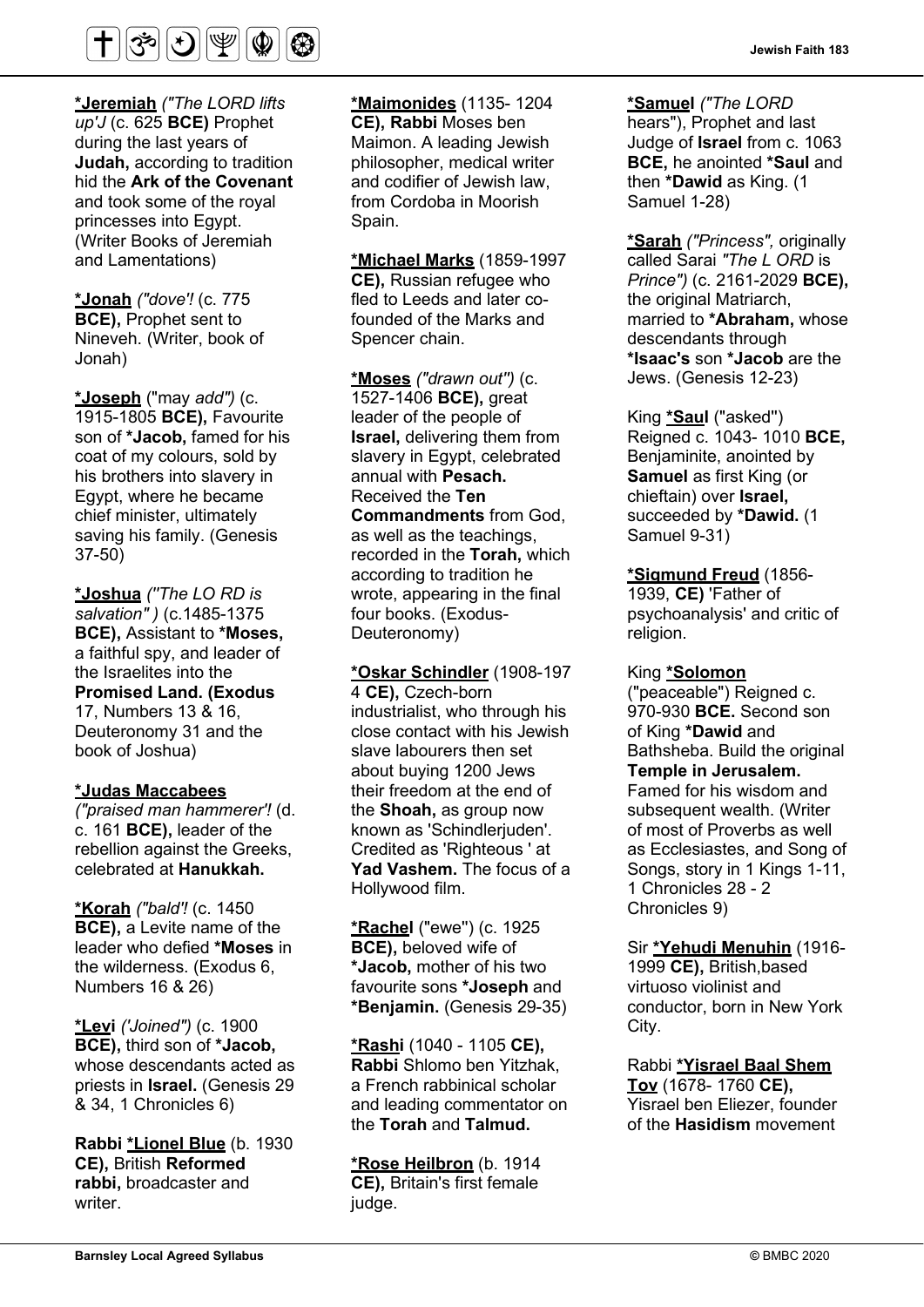**\*Jeremiah** *("The LORD lifts up'J* (c. 625 **BCE)** Prophet during the last years of **Judah,** according to tradition hid the **Ark of the Covenant** and took some of the royal princesses into Egypt. (Writer Books of Jeremiah and Lamentations)

**\*Jonah** *("dove'!* (c. 775 **BCE),** Prophet sent to Nineveh. (Writer, book of Jonah)

**\*Joseph** ("may *add")* (c. 1915-1805 **BCE),** Favourite son of **\*Jacob,** famed for his coat of my colours, sold by his brothers into slavery in Egypt, where he became chief minister, ultimately saving his family. (Genesis 37-50)

**\*Joshua** *("The LO RD is salvation" )* (c.1485-1375 **BCE),** Assistant to **\*Moses,** a faithful spy, and leader of the Israelites into the **Promised Land. (Exodus** 17, Numbers 13 & 16, Deuteronomy 31 and the book of Joshua)

**\*Judas Maccabees** *("praised man hammerer'!* (d. c. 161 **BCE),** leader of the rebellion against the Greeks, celebrated at **Hanukkah.**

**\*Korah** *("bald'!* (c. 1450 **BCE),** a Levite name of the leader who defied **\*Moses** in the wilderness. (Exodus 6, Numbers 16 & 26)

**\*Levi** *('Joined")* (c. 1900 **BCE),** third son of **\*Jacob,** whose descendants acted as priests in **Israel.** (Genesis 29 & 34, 1 Chronicles 6)

**Rabbi \*Lionel Blue** (b. 1930 **CE),** British **Reformed rabbi,** broadcaster and writer.

**\*Maimonides** (1135- 1204 **CE), Rabbi** Moses ben Maimon. A leading Jewish philosopher, medical writer and codifier of Jewish law, from Cordoba in Moorish Spain.

**\*Michael Marks** (1859-1997 **CE),** Russian refugee who fled to Leeds and later co-founded of the Marks and Spencer chain.

**\*Moses** *("drawn out")* (c. 1527-1406 **BCE),** great leader of the people of **Israel,** delivering them from slavery in Egypt, celebrated annual with **Pesach.** Received the **Ten Commandments** from God, as well as the teachings, recorded in the **Torah,** which according to tradition he wrote, appearing in the final four books. (Exodus-Deuteronomy)

**\*Oskar Schindler** (1908-1974 **CE),** Czech-born industrialist, who through his close contact with his Jewish slave labourers then set about buying 1200 Jews their freedom at the end of the **Shoah,** as group now known as 'Schindlerjuden'. Credited as 'Righteous ' at **Yad Vashem.** The focus of a Hollywood film.

**\*Rachel** ("ewe") (c. 1925 **BCE),** beloved wife of **\*Jacob,** mother of his two favourite sons **\*Joseph** and **\*Benjamin.** (Genesis 29-35)

**\*Rashi** (1040 - 1105 **CE), Rabbi** Shlomo ben Yitzhak, a French rabbinical scholar and leading commentator on the **Torah** and **Talmud.**

**\*Rose Heilbron** (b. 1914 **CE),** Britain's first female judge.

**\*Samuel** *("The LORD* hears"), Prophet and last Judge of **Israel** from c. 1063 **BCE,** he anointed **\*Saul** and then **\*Dawid** as King. (1 Samuel 1-28)

**\*Sarah** *("Princess",* originally called Sarai *"The L ORD* is *Prince")* (c. 2161-2029 **BCE),** the original Matriarch, married to **\*Abraham,** whose descendants through **\*Isaac's** son **\*Jacob** are the Jews. (Genesis 12-23)

King **\*Saul** ("asked") Reigned c. 1043- 1010 **BCE,** Benjaminite, anointed by **Samuel** as first King (or chieftain) over **Israel,** succeeded by **\*Dawid.** (1 Samuel 9-31)

**\*Sigmund Freud** (1856-1939, **CE)** 'Father of psychoanalysis' and critic of religion.

King **\*Solomon** ("peaceable") Reigned c. 970-930 **BCE.** Second son of King **\*Dawid** and Bathsheba. Build the original **Temple in Jerusalem.** Famed for his wisdom and subsequent wealth. (Writer of most of Proverbs as well as Ecclesiastes, and Song of Songs, story in 1 Kings 1-11, 1 Chronicles 28 - 2 Chronicles 9)

Sir **\*Yehudi Menuhin** (1916-1999 **CE),** British,based virtuoso violinist and conductor, born in New York City.

Rabbi **\*Yisrael Baal Shem Tov** (1678- 1760 **CE),** Yisrael ben Eliezer, founder of the **Hasidism** movement